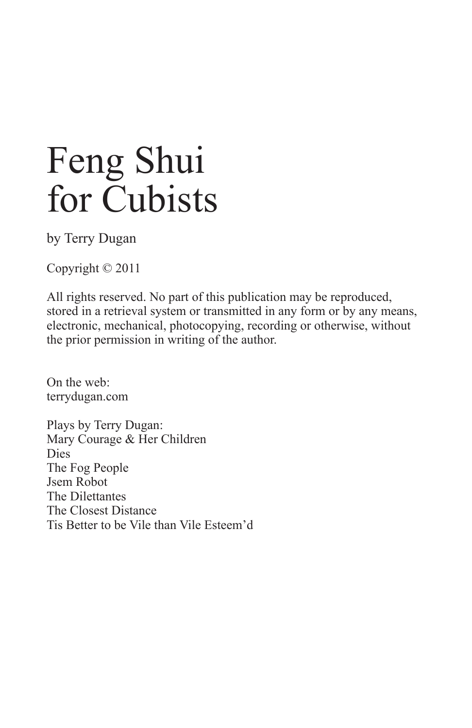# Feng Shui for Cubists

by Terry Dugan

Copyright © 2011

All rights reserved. No part of this publication may be reproduced, stored in a retrieval system or transmitted in any form or by any means, electronic, mechanical, photocopying, recording or otherwise, without the prior permission in writing of the author.

On the web:
terrydugan.com

Plays by Terry Dugan:
Mary Courage & Her Children
Dies
The Fog People
Jsem Robot
The Dilettantes
The Closest Distance
Tis Better to be Vile than Vile Esteem'd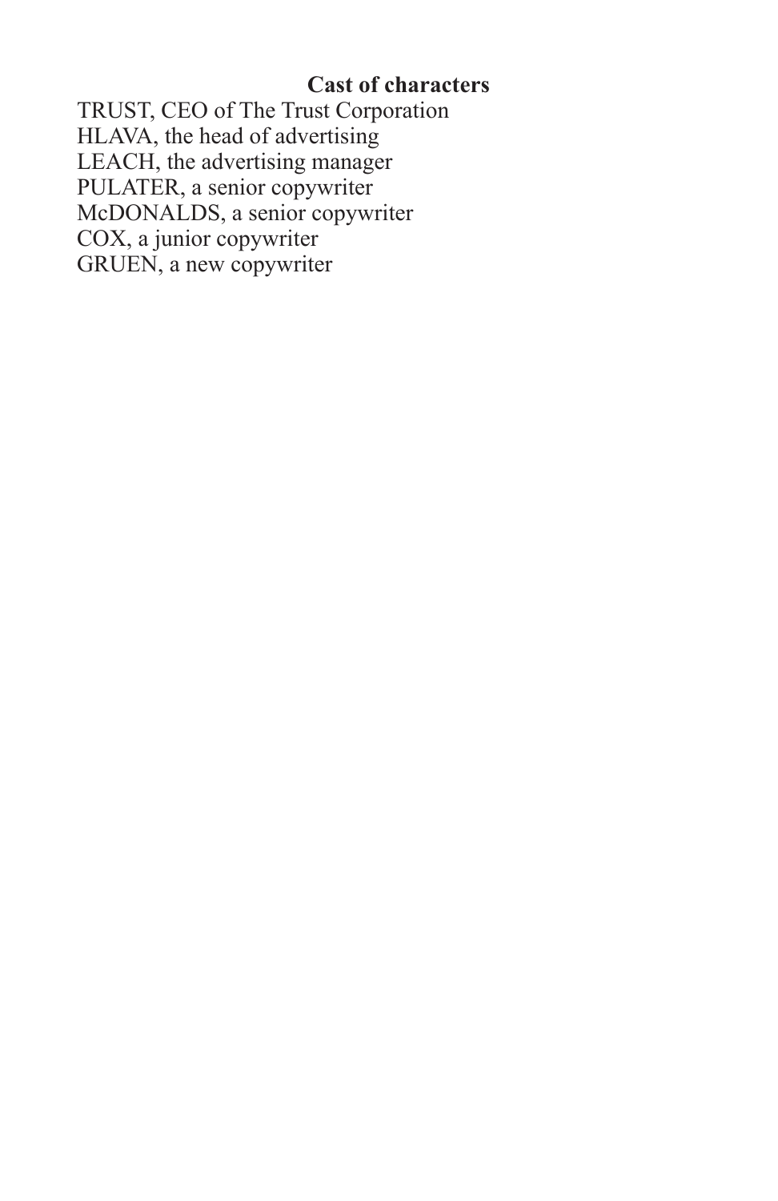## Cast of characters

TRUST, CEO of The Trust Corporation
HLAVA, the head of advertising
LEACH, the advertising manager
PULATER, a senior copywriter
McDONALDS, a senior copywriter
COX, a junior copywriter
GRUEN, a new copywriter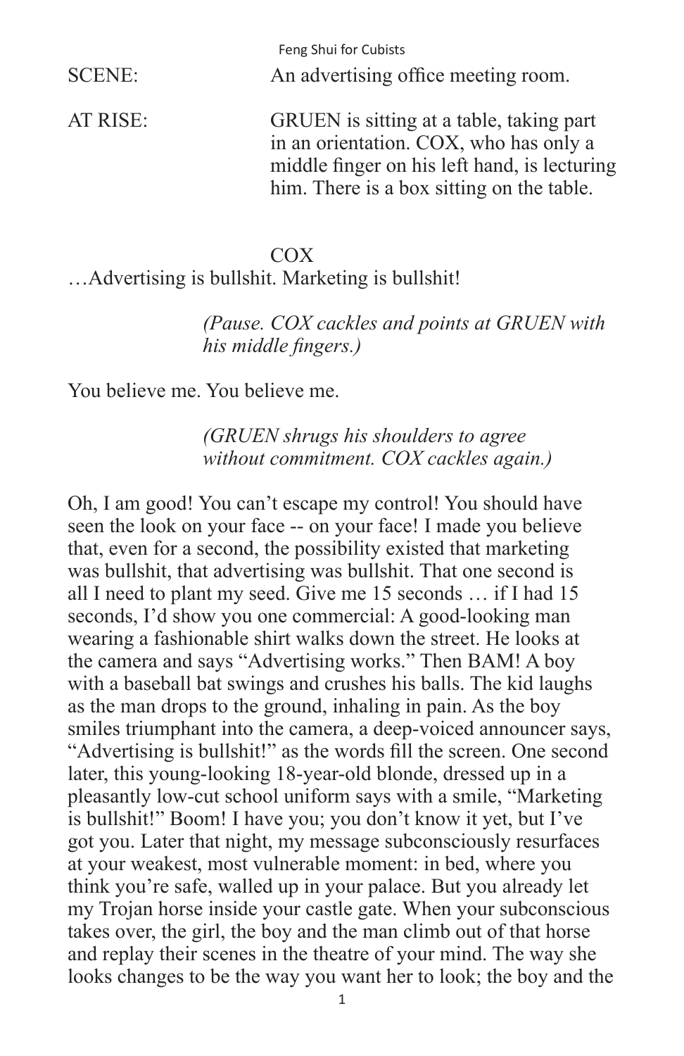SCENE: An advertising office meeting room.

AT RISE: GRUEN is sitting at a table, taking part in an orientation. COX, who has only a middle finger on his left hand, is lecturing him. There is a box sitting on the table.

COX

…Advertising is bullshit. Marketing is bullshit!

*(Pause. COX cackles and points at GRUEN with his middle fingers.)*

You believe me. You believe me.

*(GRUEN shrugs his shoulders to agree without commitment. COX cackles again.)*

Oh, I am good! You can't escape my control! You should have seen the look on your face -- on your face! I made you believe that, even for a second, the possibility existed that marketing was bullshit, that advertising was bullshit. That one second is all I need to plant my seed. Give me 15 seconds … if I had 15 seconds, I'd show you one commercial: A good-looking man wearing a fashionable shirt walks down the street. He looks at the camera and says "Advertising works." Then BAM! A boy with a baseball bat swings and crushes his balls. The kid laughs as the man drops to the ground, inhaling in pain. As the boy smiles triumphant into the camera, a deep-voiced announcer says, "Advertising is bullshit!" as the words fill the screen. One second later, this young-looking 18-year-old blonde, dressed up in a pleasantly low-cut school uniform says with a smile, "Marketing is bullshit!" Boom! I have you; you don't know it yet, but I've got you. Later that night, my message subconsciously resurfaces at your weakest, most vulnerable moment: in bed, where you think you're safe, walled up in your palace. But you already let my Trojan horse inside your castle gate. When your subconscious takes over, the girl, the boy and the man climb out of that horse and replay their scenes in the theatre of your mind. The way she looks changes to be the way you want her to look; the boy and the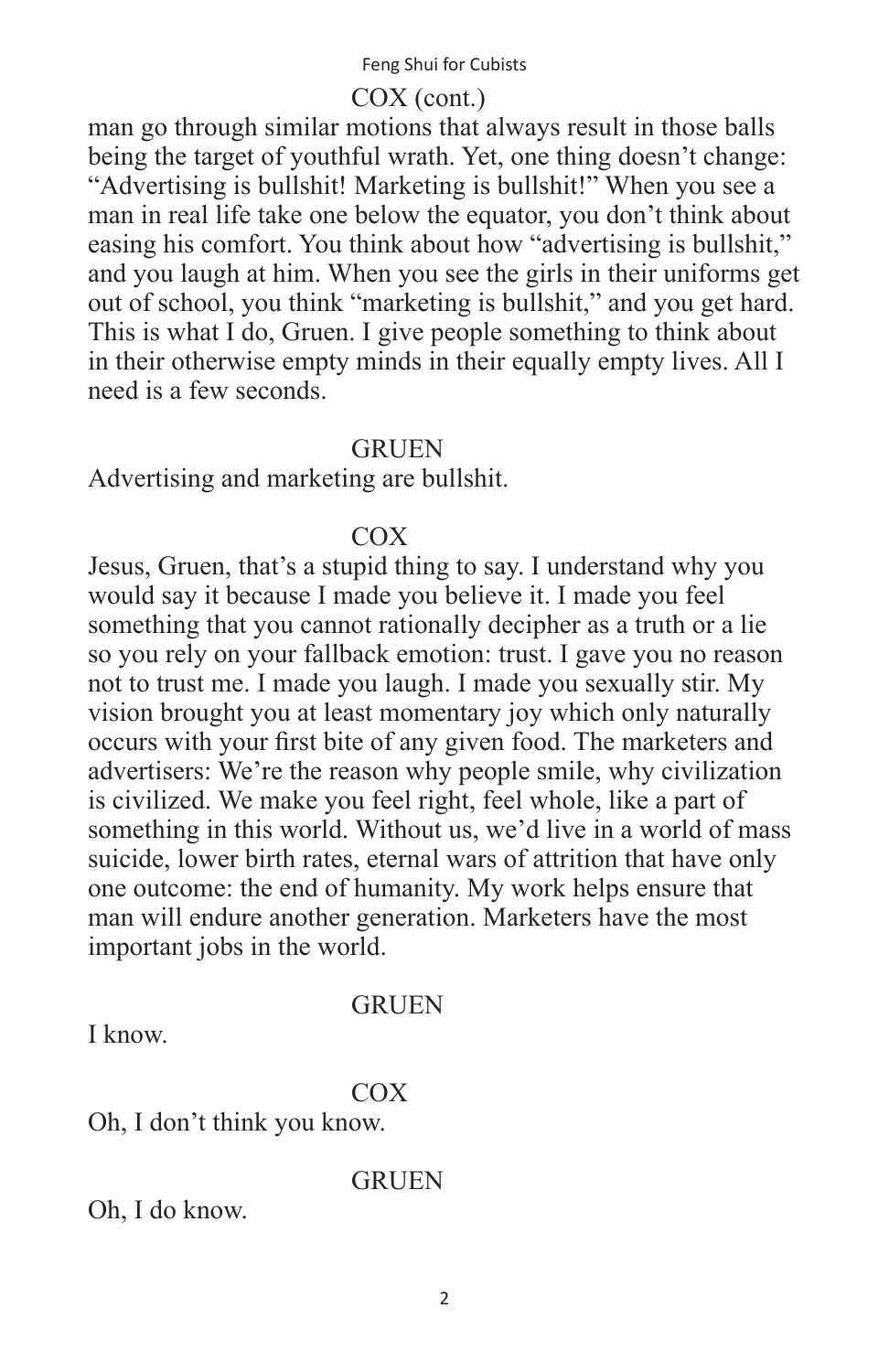COX (cont.)

man go through similar motions that always result in those balls being the target of youthful wrath. Yet, one thing doesn't change: "Advertising is bullshit! Marketing is bullshit!" When you see a man in real life take one below the equator, you don't think about easing his comfort. You think about how "advertising is bullshit," and you laugh at him. When you see the girls in their uniforms get out of school, you think "marketing is bullshit," and you get hard. This is what I do, Gruen. I give people something to think about in their otherwise empty minds in their equally empty lives. All I need is a few seconds.

GRUEN

Advertising and marketing are bullshit.

COX

Jesus, Gruen, that's a stupid thing to say. I understand why you would say it because I made you believe it. I made you feel something that you cannot rationally decipher as a truth or a lie so you rely on your fallback emotion: trust. I gave you no reason not to trust me. I made you laugh. I made you sexually stir. My vision brought you at least momentary joy which only naturally occurs with your first bite of any given food. The marketers and advertisers: We're the reason why people smile, why civilization is civilized. We make you feel right, feel whole, like a part of something in this world. Without us, we'd live in a world of mass suicide, lower birth rates, eternal wars of attrition that have only one outcome: the end of humanity. My work helps ensure that man will endure another generation. Marketers have the most important jobs in the world.

GRUEN

I know.

COX

Oh, I don't think you know.

GRUEN

Oh, I do know.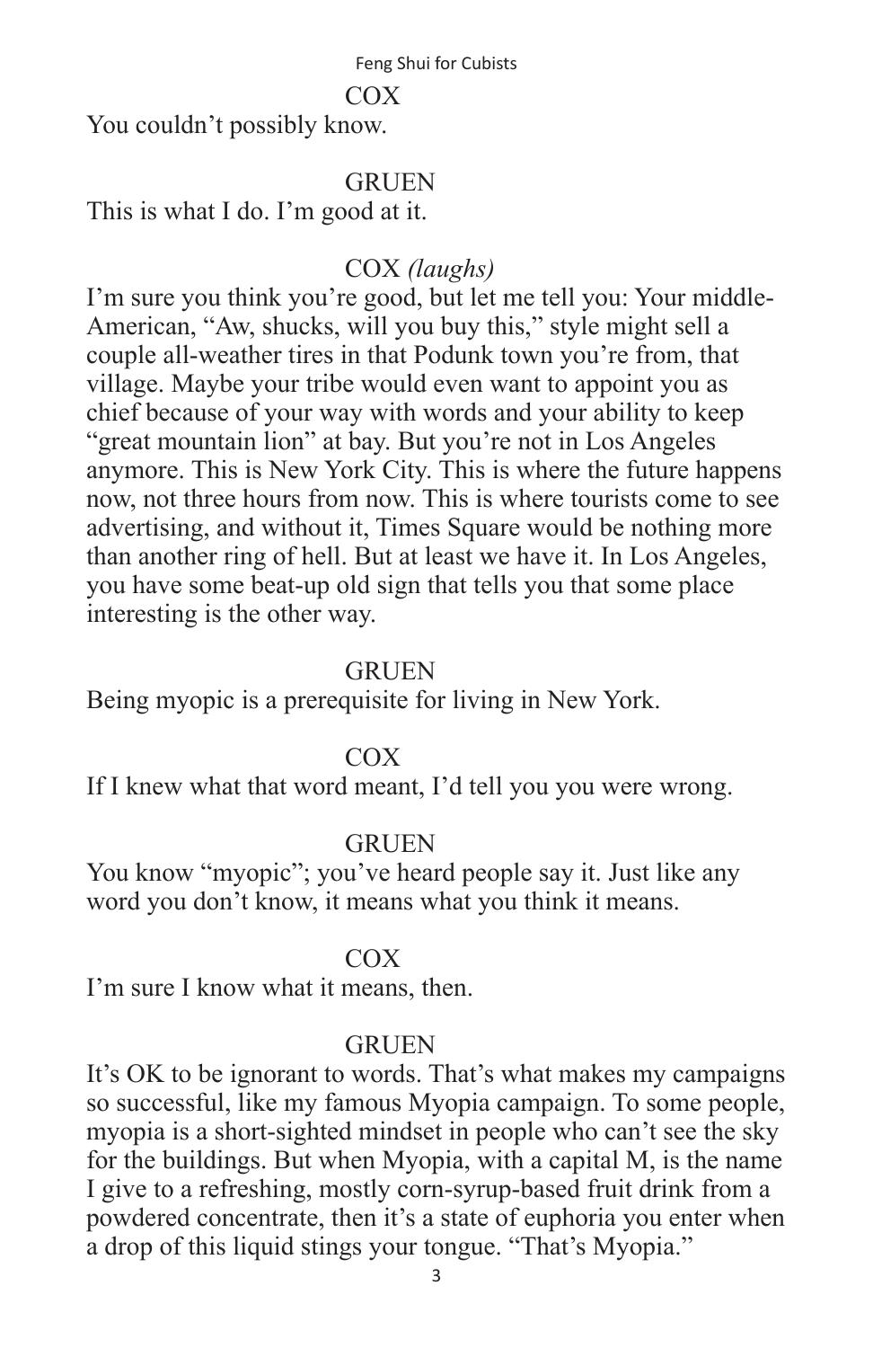COX

You couldn't possibly know.

GRUEN

This is what I do. I'm good at it.

COX *(laughs)*

I'm sure you think you're good, but let me tell you: Your middle-American, "Aw, shucks, will you buy this," style might sell a couple all-weather tires in that Podunk town you're from, that village. Maybe your tribe would even want to appoint you as chief because of your way with words and your ability to keep "great mountain lion" at bay. But you're not in Los Angeles anymore. This is New York City. This is where the future happens now, not three hours from now. This is where tourists come to see advertising, and without it, Times Square would be nothing more than another ring of hell. But at least we have it. In Los Angeles, you have some beat-up old sign that tells you that some place interesting is the other way.

GRUEN

Being myopic is a prerequisite for living in New York.

COX

If I knew what that word meant, I'd tell you you were wrong.

GRUEN

You know "myopic"; you've heard people say it. Just like any word you don't know, it means what you think it means.

COX

I'm sure I know what it means, then.

GRUEN

It's OK to be ignorant to words. That's what makes my campaigns so successful, like my famous Myopia campaign. To some people, myopia is a short-sighted mindset in people who can't see the sky for the buildings. But when Myopia, with a capital M, is the name I give to a refreshing, mostly corn-syrup-based fruit drink from a powdered concentrate, then it's a state of euphoria you enter when a drop of this liquid stings your tongue. "That's Myopia."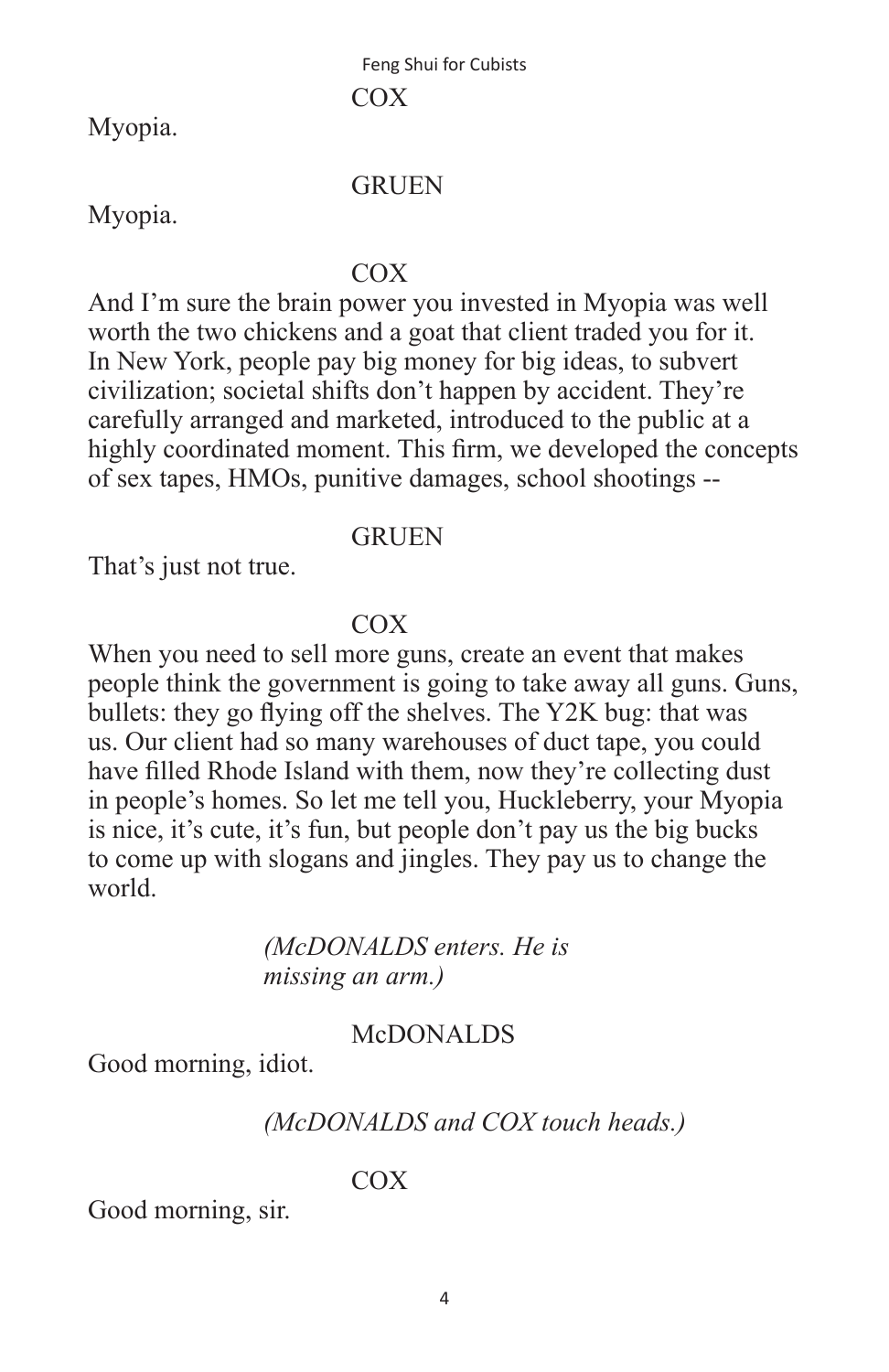COX

Myopia.

GRUEN

Myopia.

COX

And I'm sure the brain power you invested in Myopia was well worth the two chickens and a goat that client traded you for it. In New York, people pay big money for big ideas, to subvert civilization; societal shifts don't happen by accident. They're carefully arranged and marketed, introduced to the public at a highly coordinated moment. This firm, we developed the concepts of sex tapes, HMOs, punitive damages, school shootings --

GRUEN

That's just not true.

COX

When you need to sell more guns, create an event that makes people think the government is going to take away all guns. Guns, bullets: they go flying off the shelves. The Y2K bug: that was us. Our client had so many warehouses of duct tape, you could have filled Rhode Island with them, now they're collecting dust in people's homes. So let me tell you, Huckleberry, your Myopia is nice, it's cute, it's fun, but people don't pay us the big bucks to come up with slogans and jingles. They pay us to change the world.

*(McDONALDS enters. He is missing an arm.)*

McDONALDS

Good morning, idiot.

*(McDONALDS and COX touch heads.)*

COX

Good morning, sir.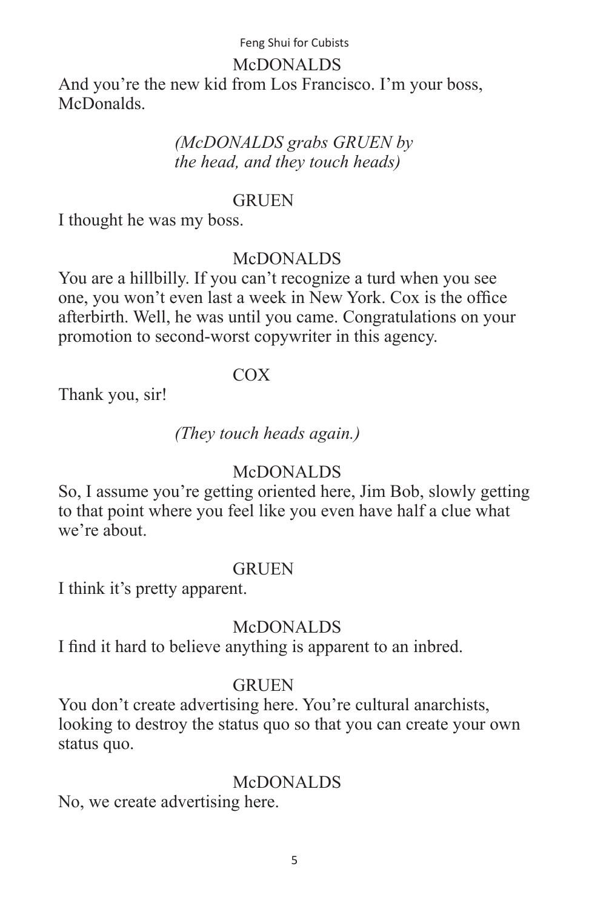McDONALDS

And you're the new kid from Los Francisco. I'm your boss, McDonalds.

*(McDONALDS grabs GRUEN by the head, and they touch heads)*

GRUEN

I thought he was my boss.

McDONALDS

You are a hillbilly. If you can't recognize a turd when you see one, you won't even last a week in New York. Cox is the office afterbirth. Well, he was until you came. Congratulations on your promotion to second-worst copywriter in this agency.

COX

Thank you, sir!

*(They touch heads again.)*

McDONALDS

So, I assume you're getting oriented here, Jim Bob, slowly getting to that point where you feel like you even have half a clue what we're about.

GRUEN

I think it's pretty apparent.

McDONALDS

I find it hard to believe anything is apparent to an inbred.

GRUEN

You don't create advertising here. You're cultural anarchists, looking to destroy the status quo so that you can create your own status quo.

McDONALDS

No, we create advertising here.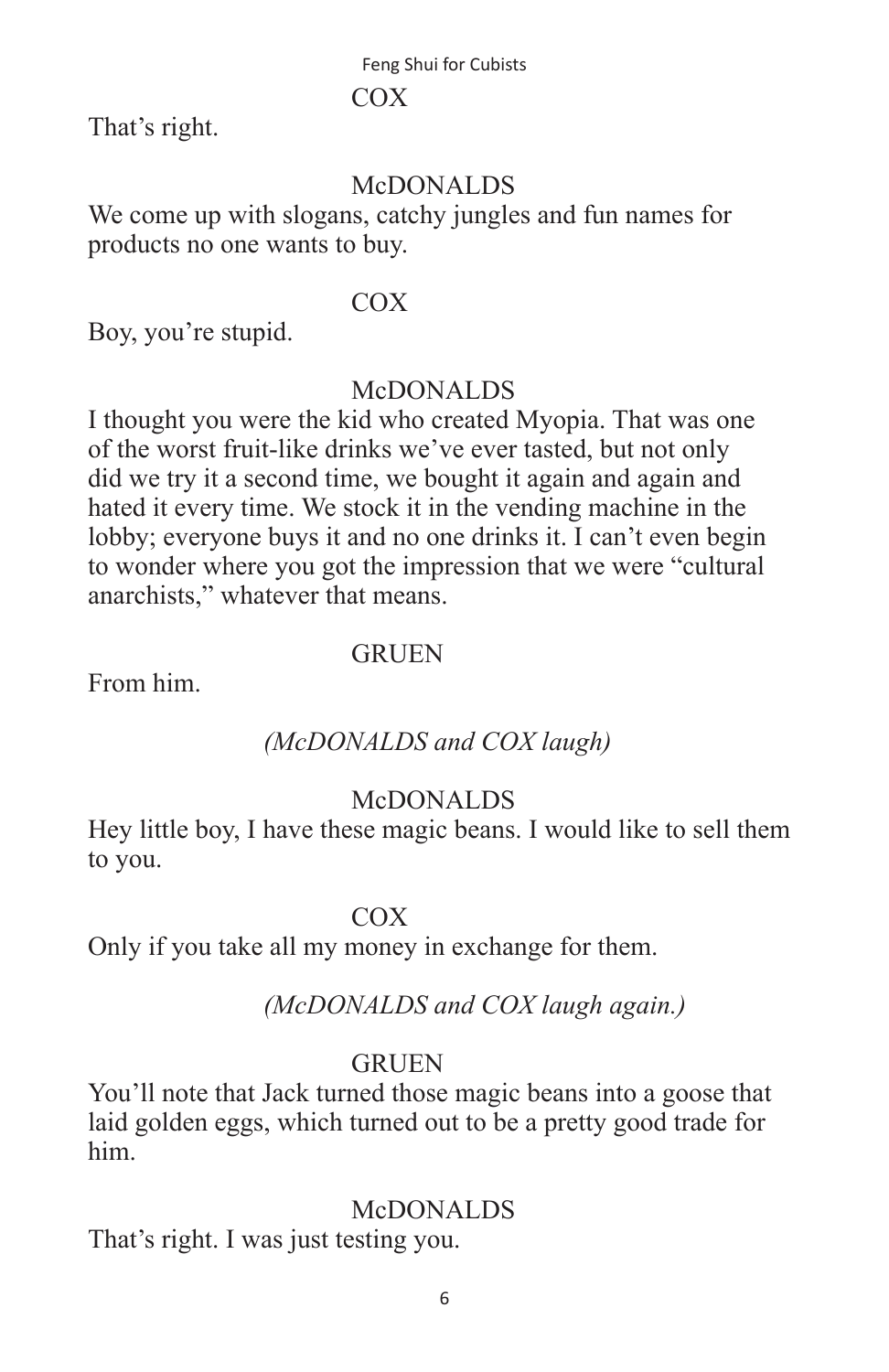COX

That's right.

McDONALDS

We come up with slogans, catchy jungles and fun names for products no one wants to buy.

COX

Boy, you're stupid.

McDONALDS

I thought you were the kid who created Myopia. That was one of the worst fruit-like drinks we've ever tasted, but not only did we try it a second time, we bought it again and again and hated it every time. We stock it in the vending machine in the lobby; everyone buys it and no one drinks it. I can't even begin to wonder where you got the impression that we were "cultural anarchists," whatever that means.

GRUEN

From him.

*(McDONALDS and COX laugh)*

McDONALDS

Hey little boy, I have these magic beans. I would like to sell them to you.

COX

Only if you take all my money in exchange for them.

*(McDONALDS and COX laugh again.)*

GRUEN

You'll note that Jack turned those magic beans into a goose that laid golden eggs, which turned out to be a pretty good trade for him.

McDONALDS

That's right. I was just testing you.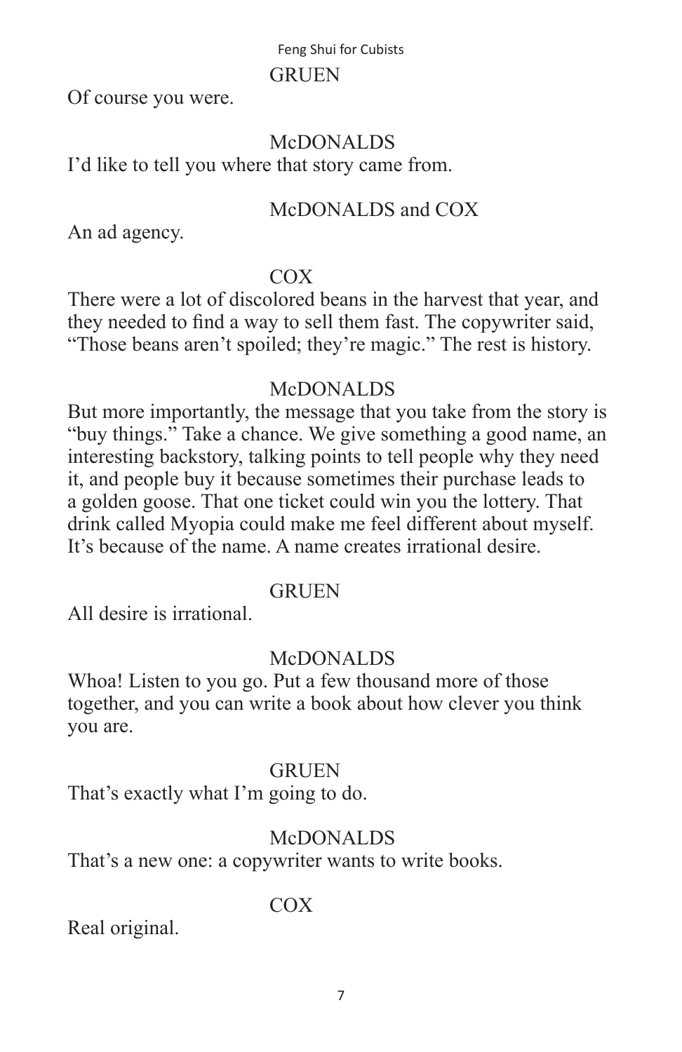GRUEN

Of course you were.

McDONALDS

I'd like to tell you where that story came from.

McDONALDS and COX

An ad agency.

COX

There were a lot of discolored beans in the harvest that year, and they needed to find a way to sell them fast. The copywriter said, "Those beans aren't spoiled; they're magic." The rest is history.

McDONALDS

But more importantly, the message that you take from the story is "buy things." Take a chance. We give something a good name, an interesting backstory, talking points to tell people why they need it, and people buy it because sometimes their purchase leads to a golden goose. That one ticket could win you the lottery. That drink called Myopia could make me feel different about myself. It's because of the name. A name creates irrational desire.

GRUEN

All desire is irrational.

McDONALDS

Whoa! Listen to you go. Put a few thousand more of those together, and you can write a book about how clever you think you are.

GRUEN

That's exactly what I'm going to do.

McDONALDS

That's a new one: a copywriter wants to write books.

COX

Real original.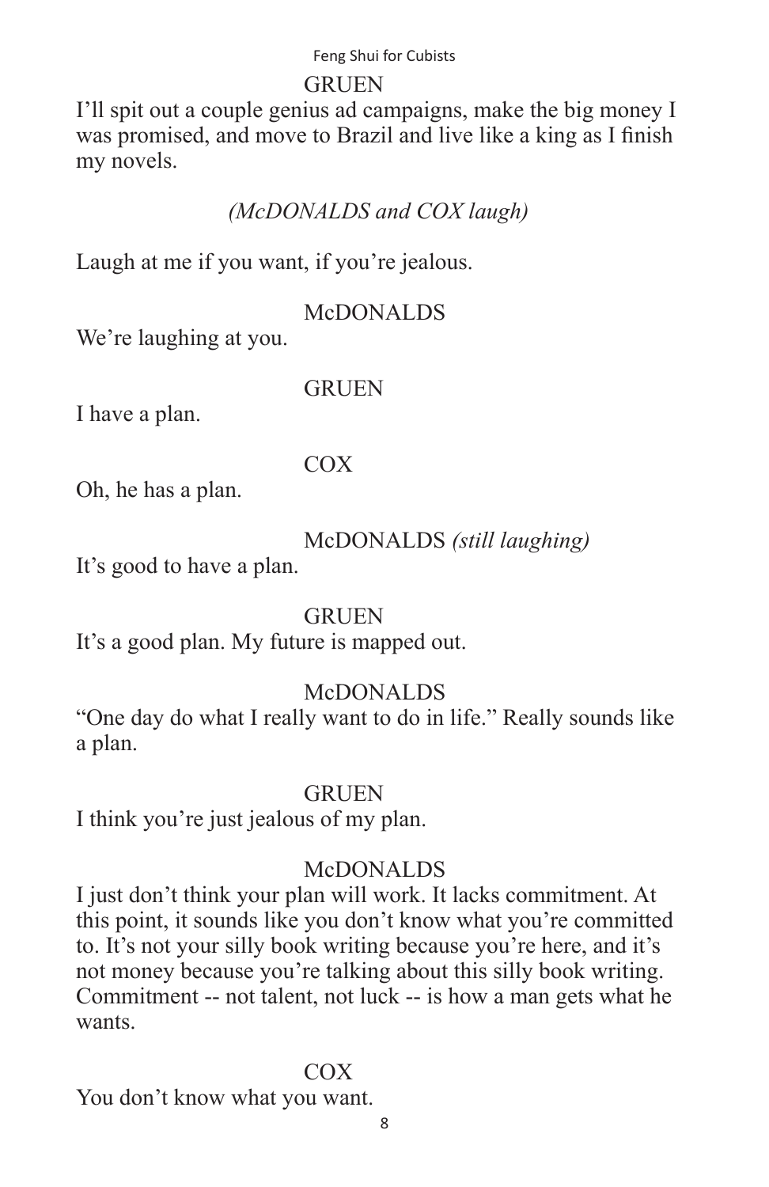GRUEN

I'll spit out a couple genius ad campaigns, make the big money I was promised, and move to Brazil and live like a king as I finish my novels.

*(McDONALDS and COX laugh)*

Laugh at me if you want, if you're jealous.

McDONALDS

We're laughing at you.

GRUEN

I have a plan.

COX

Oh, he has a plan.

McDONALDS *(still laughing)*

It's good to have a plan.

GRUEN

It's a good plan. My future is mapped out.

McDONALDS

"One day do what I really want to do in life." Really sounds like a plan.

GRUEN

I think you're just jealous of my plan.

McDONALDS

I just don't think your plan will work. It lacks commitment. At this point, it sounds like you don't know what you're committed to. It's not your silly book writing because you're here, and it's not money because you're talking about this silly book writing. Commitment -- not talent, not luck -- is how a man gets what he wants.

COX

You don't know what you want.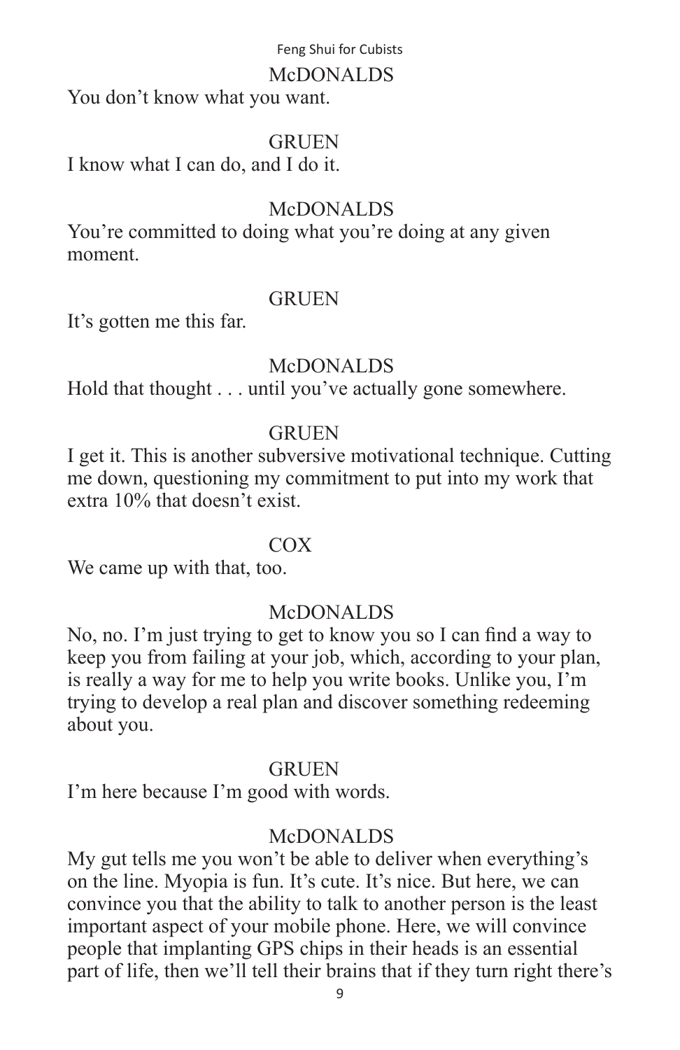McDONALDS

You don't know what you want.

GRUEN

I know what I can do, and I do it.

McDONALDS

You're committed to doing what you're doing at any given moment.

GRUEN

It's gotten me this far.

McDONALDS

Hold that thought . . . until you've actually gone somewhere.

GRUEN

I get it. This is another subversive motivational technique. Cutting me down, questioning my commitment to put into my work that extra 10% that doesn't exist.

COX

We came up with that, too.

McDONALDS

No, no. I'm just trying to get to know you so I can find a way to keep you from failing at your job, which, according to your plan, is really a way for me to help you write books. Unlike you, I'm trying to develop a real plan and discover something redeeming about you.

GRUEN

I'm here because I'm good with words.

McDONALDS

My gut tells me you won't be able to deliver when everything's on the line. Myopia is fun. It's cute. It's nice. But here, we can convince you that the ability to talk to another person is the least important aspect of your mobile phone. Here, we will convince people that implanting GPS chips in their heads is an essential part of life, then we'll tell their brains that if they turn right there's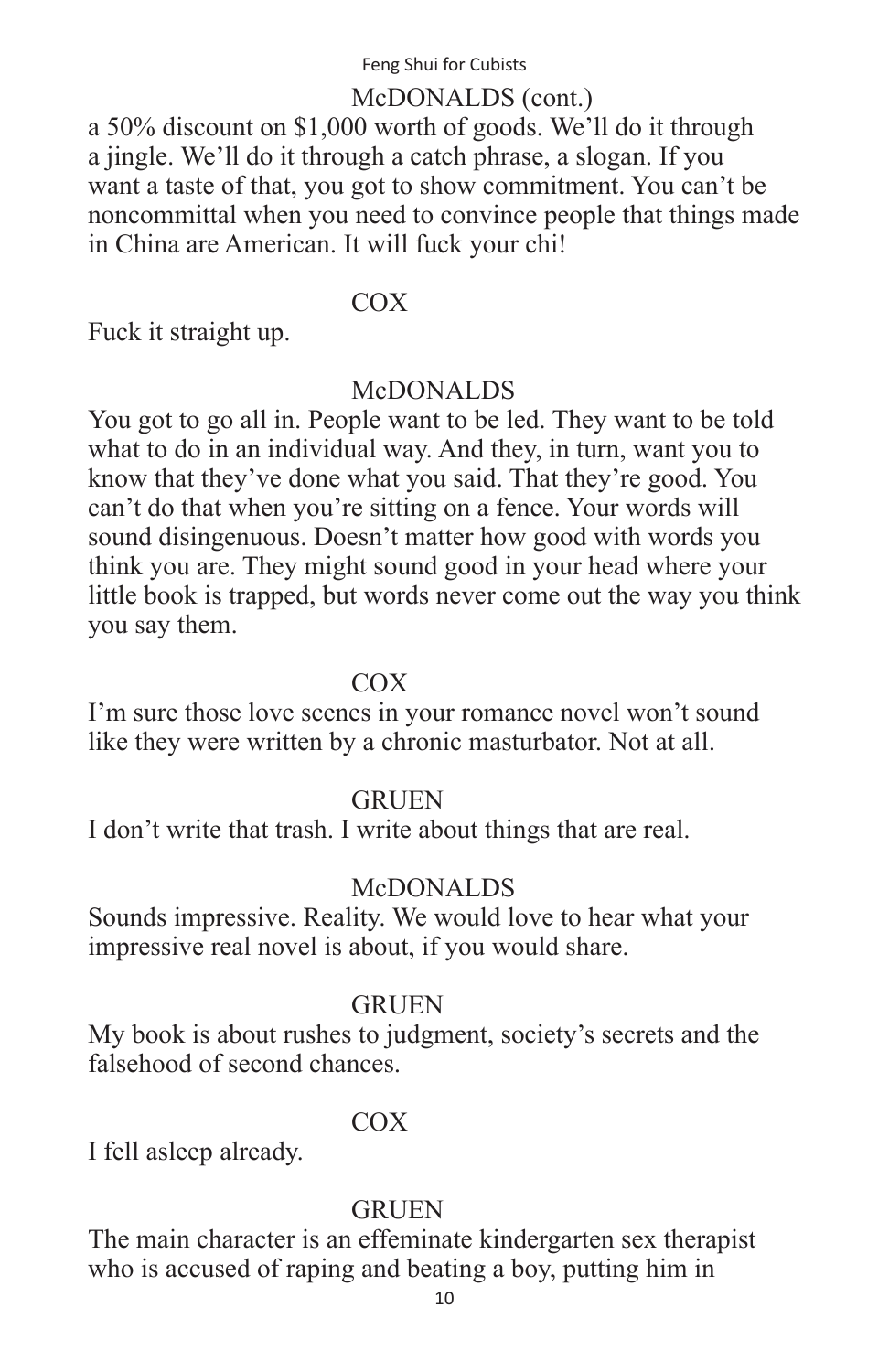McDONALDS (cont.)

a 50% discount on $1,000 worth of goods. We'll do it through a jingle. We'll do it through a catch phrase, a slogan. If you want a taste of that, you got to show commitment. You can't be noncommittal when you need to convince people that things made in China are American. It will fuck your chi!

COX

Fuck it straight up.

McDONALDS

You got to go all in. People want to be led. They want to be told what to do in an individual way. And they, in turn, want you to know that they've done what you said. That they're good. You can't do that when you're sitting on a fence. Your words will sound disingenuous. Doesn't matter how good with words you think you are. They might sound good in your head where your little book is trapped, but words never come out the way you think you say them.

COX

I'm sure those love scenes in your romance novel won't sound like they were written by a chronic masturbator. Not at all.

GRUEN

I don't write that trash. I write about things that are real.

McDONALDS

Sounds impressive. Reality. We would love to hear what your impressive real novel is about, if you would share.

GRUEN

My book is about rushes to judgment, society's secrets and the falsehood of second chances.

COX

I fell asleep already.

GRUEN

The main character is an effeminate kindergarten sex therapist who is accused of raping and beating a boy, putting him in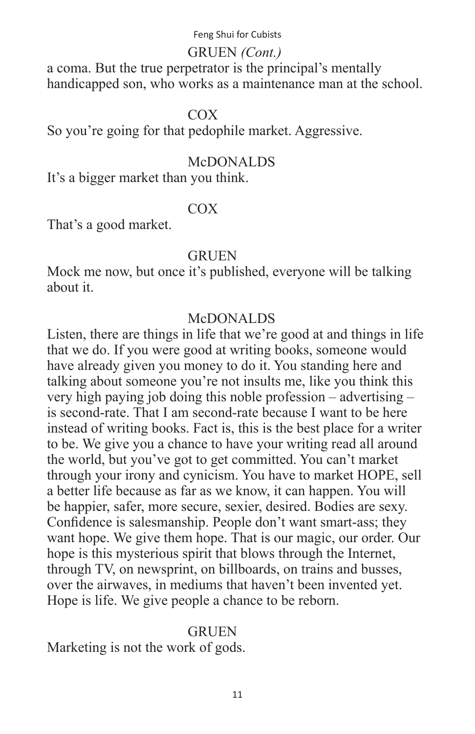GRUEN *(Cont.)*

a coma. But the true perpetrator is the principal's mentally handicapped son, who works as a maintenance man at the school.

COX

So you're going for that pedophile market. Aggressive.

McDONALDS

It's a bigger market than you think.

COX

That's a good market.

GRUEN

Mock me now, but once it's published, everyone will be talking about it.

McDONALDS

Listen, there are things in life that we're good at and things in life that we do. If you were good at writing books, someone would have already given you money to do it. You standing here and talking about someone you're not insults me, like you think this very high paying job doing this noble profession – advertising – is second-rate. That I am second-rate because I want to be here instead of writing books. Fact is, this is the best place for a writer to be. We give you a chance to have your writing read all around the world, but you've got to get committed. You can't market through your irony and cynicism. You have to market HOPE, sell a better life because as far as we know, it can happen. You will be happier, safer, more secure, sexier, desired. Bodies are sexy. Confidence is salesmanship. People don't want smart-ass; they want hope. We give them hope. That is our magic, our order. Our hope is this mysterious spirit that blows through the Internet, through TV, on newsprint, on billboards, on trains and busses, over the airwaves, in mediums that haven't been invented yet. Hope is life. We give people a chance to be reborn.

GRUEN

Marketing is not the work of gods.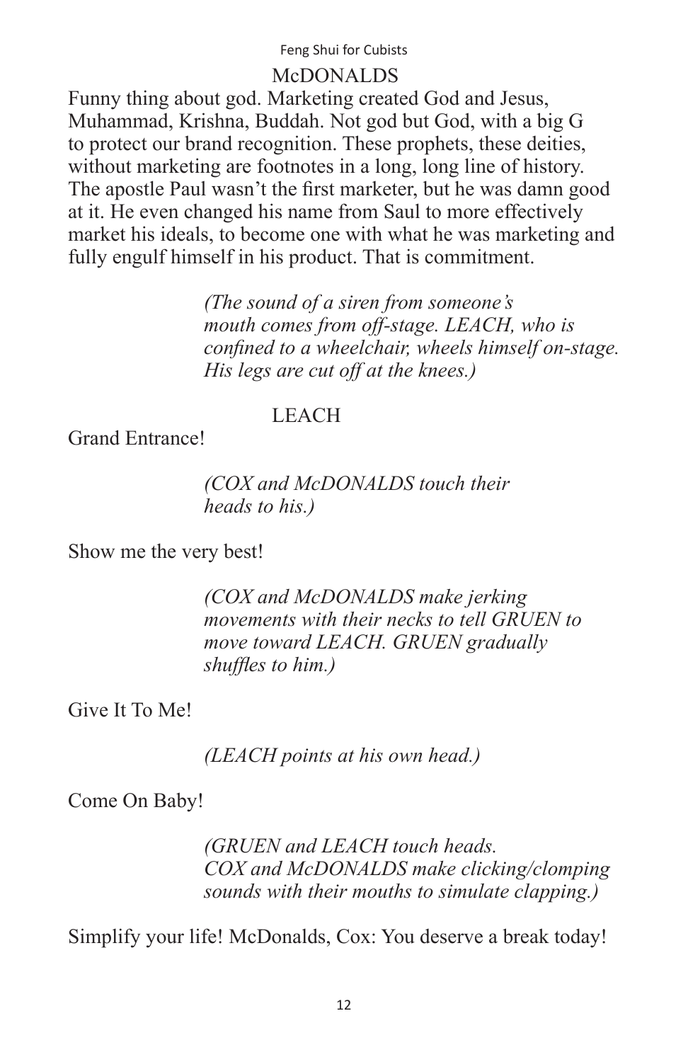McDONALDS

Funny thing about god. Marketing created God and Jesus, Muhammad, Krishna, Buddah. Not god but God, with a big G to protect our brand recognition. These prophets, these deities, without marketing are footnotes in a long, long line of history. The apostle Paul wasn't the first marketer, but he was damn good at it. He even changed his name from Saul to more effectively market his ideals, to become one with what he was marketing and fully engulf himself in his product. That is commitment.

*(The sound of a siren from someone's mouth comes from off-stage. LEACH, who is confined to a wheelchair, wheels himself on-stage. His legs are cut off at the knees.)*

LEACH

Grand Entrance!

*(COX and McDONALDS touch their heads to his.)*

Show me the very best!

*(COX and McDONALDS make jerking movements with their necks to tell GRUEN to move toward LEACH. GRUEN gradually shuffles to him.)*

Give It To Me!

*(LEACH points at his own head.)*

Come On Baby!

*(GRUEN and LEACH touch heads. COX and McDONALDS make clicking/clomping sounds with their mouths to simulate clapping.)*

Simplify your life! McDonalds, Cox: You deserve a break today!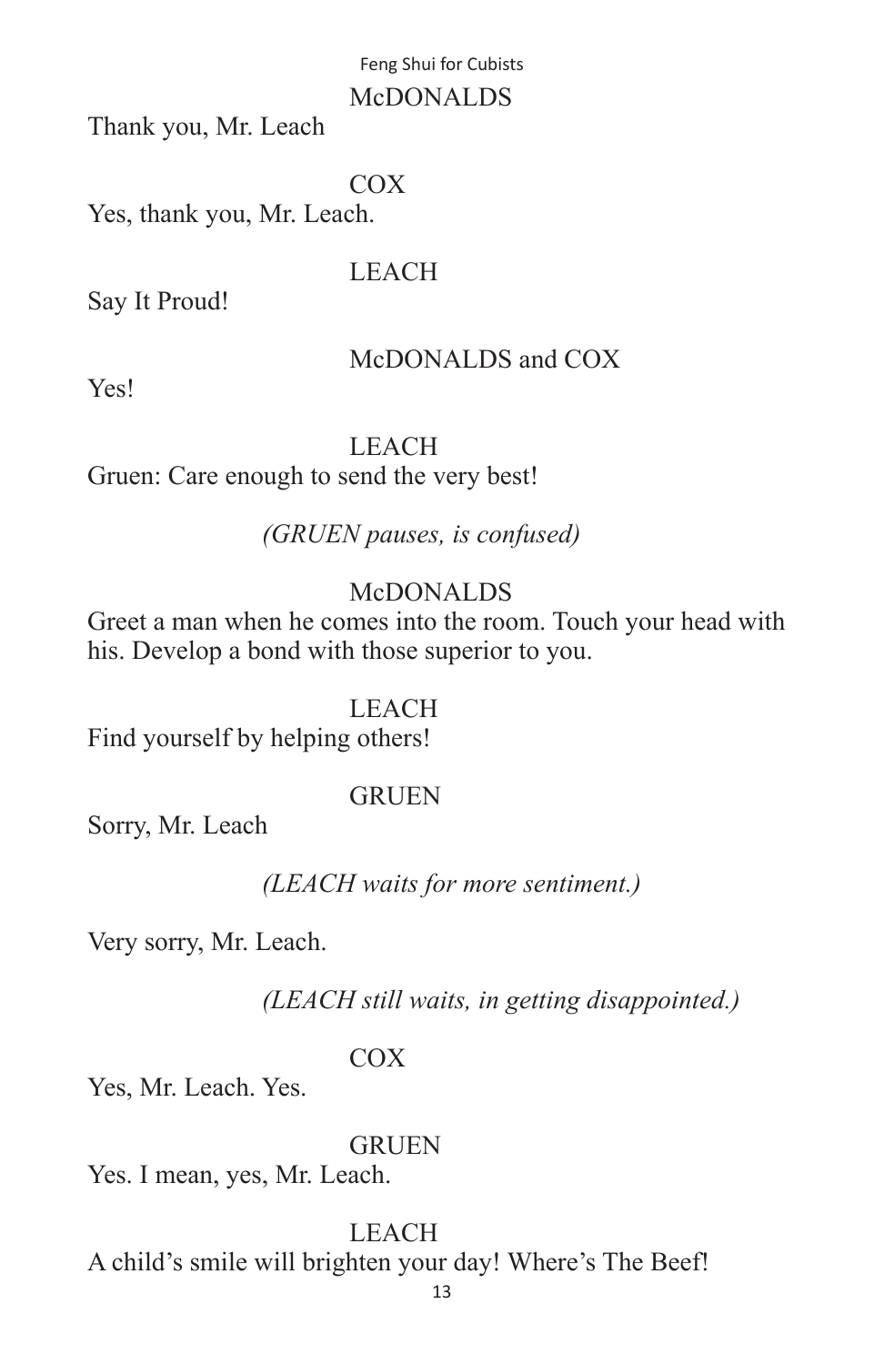McDONALDS

Thank you, Mr. Leach

COX

Yes, thank you, Mr. Leach.

LEACH

Say It Proud!

McDONALDS and COX

Yes!

LEACH

Gruen: Care enough to send the very best!

*(GRUEN pauses, is confused)*

McDONALDS

Greet a man when he comes into the room. Touch your head with his. Develop a bond with those superior to you.

LEACH

Find yourself by helping others!

GRUEN

Sorry, Mr. Leach

*(LEACH waits for more sentiment.)*

Very sorry, Mr. Leach.

*(LEACH still waits, in getting disappointed.)*

COX

Yes, Mr. Leach. Yes.

GRUEN

Yes. I mean, yes, Mr. Leach.

LEACH

A child's smile will brighten your day! Where's The Beef!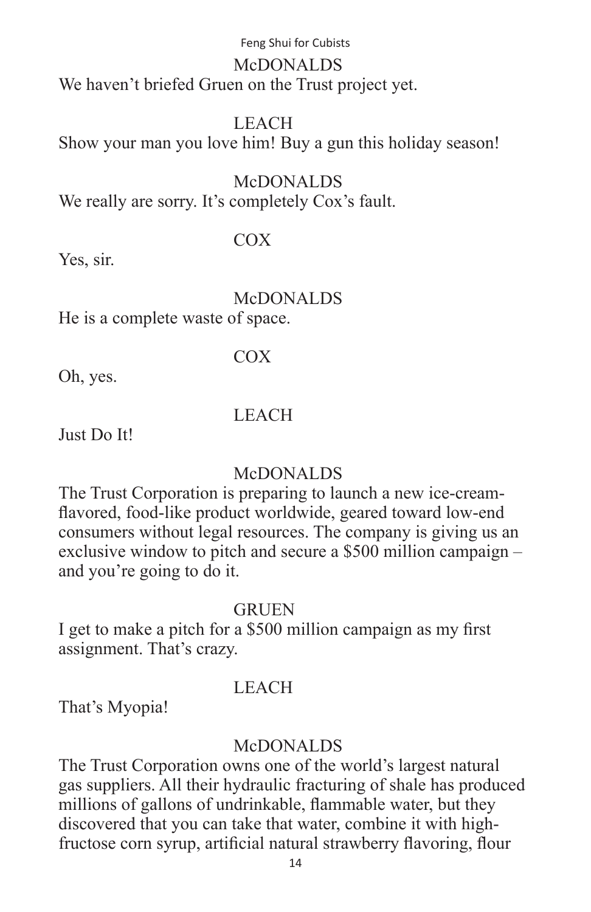McDONALDS

We haven't briefed Gruen on the Trust project yet.

LEACH

Show your man you love him! Buy a gun this holiday season!

McDONALDS

We really are sorry. It's completely Cox's fault.

COX

Yes, sir.

McDONALDS

He is a complete waste of space.

COX

Oh, yes.

LEACH

Just Do It!

McDONALDS

The Trust Corporation is preparing to launch a new ice-cream-flavored, food-like product worldwide, geared toward low-end consumers without legal resources. The company is giving us an exclusive window to pitch and secure a $500 million campaign – and you're going to do it.

GRUEN

I get to make a pitch for a $500 million campaign as my first assignment. That's crazy.

LEACH

That's Myopia!

McDONALDS

The Trust Corporation owns one of the world's largest natural gas suppliers. All their hydraulic fracturing of shale has produced millions of gallons of undrinkable, flammable water, but they discovered that you can take that water, combine it with high-fructose corn syrup, artificial natural strawberry flavoring, flour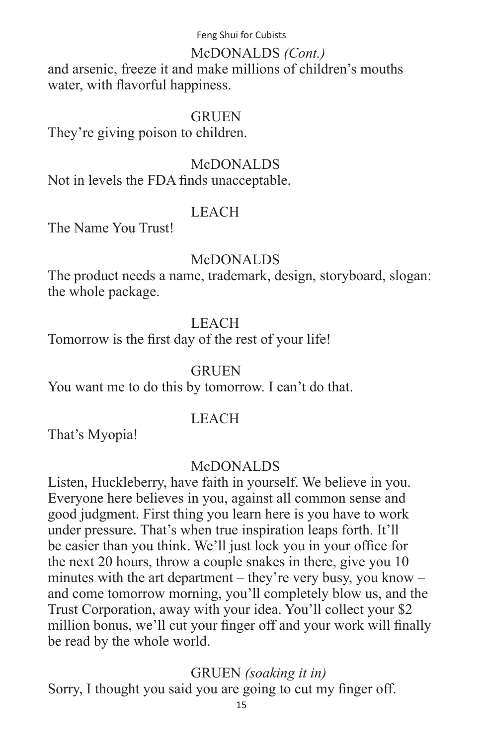McDONALDS *(Cont.)*

and arsenic, freeze it and make millions of children's mouths water, with flavorful happiness.

GRUEN

They're giving poison to children.

McDONALDS

Not in levels the FDA finds unacceptable.

LEACH

The Name You Trust!

McDONALDS

The product needs a name, trademark, design, storyboard, slogan: the whole package.

LEACH

Tomorrow is the first day of the rest of your life!

GRUEN

You want me to do this by tomorrow. I can't do that.

LEACH

That's Myopia!

McDONALDS

Listen, Huckleberry, have faith in yourself. We believe in you. Everyone here believes in you, against all common sense and good judgment. First thing you learn here is you have to work under pressure. That's when true inspiration leaps forth. It'll be easier than you think. We'll just lock you in your office for the next 20 hours, throw a couple snakes in there, give you 10 minutes with the art department – they're very busy, you know – and come tomorrow morning, you'll completely blow us, and the Trust Corporation, away with your idea. You'll collect your $2 million bonus, we'll cut your finger off and your work will finally be read by the whole world.

GRUEN *(soaking it in)*

Sorry, I thought you said you are going to cut my finger off.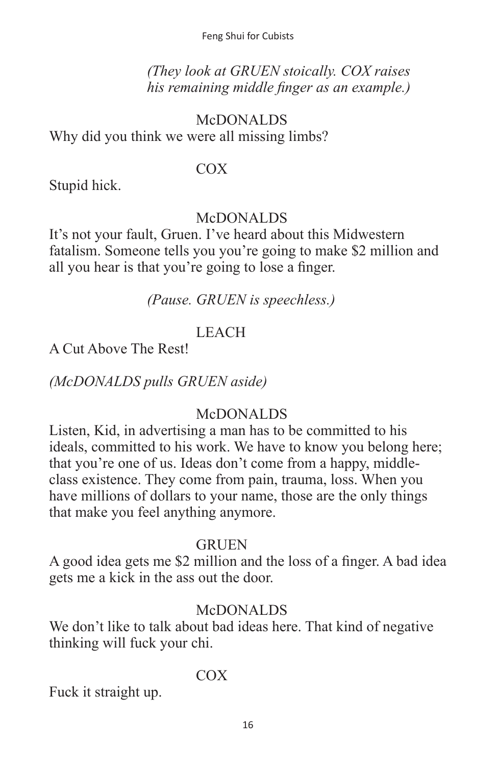*(They look at GRUEN stoically. COX raises his remaining middle finger as an example.)*

McDONALDS

Why did you think we were all missing limbs?

COX

Stupid hick.

McDONALDS

It's not your fault, Gruen. I've heard about this Midwestern fatalism. Someone tells you you're going to make $2 million and all you hear is that you're going to lose a finger.

*(Pause. GRUEN is speechless.)*

LEACH

A Cut Above The Rest!

*(McDONALDS pulls GRUEN aside)*

McDONALDS

Listen, Kid, in advertising a man has to be committed to his ideals, committed to his work. We have to know you belong here; that you're one of us. Ideas don't come from a happy, middle-class existence. They come from pain, trauma, loss. When you have millions of dollars to your name, those are the only things that make you feel anything anymore.

GRUEN

A good idea gets me $2 million and the loss of a finger. A bad idea gets me a kick in the ass out the door.

McDONALDS

We don't like to talk about bad ideas here. That kind of negative thinking will fuck your chi.

COX

Fuck it straight up.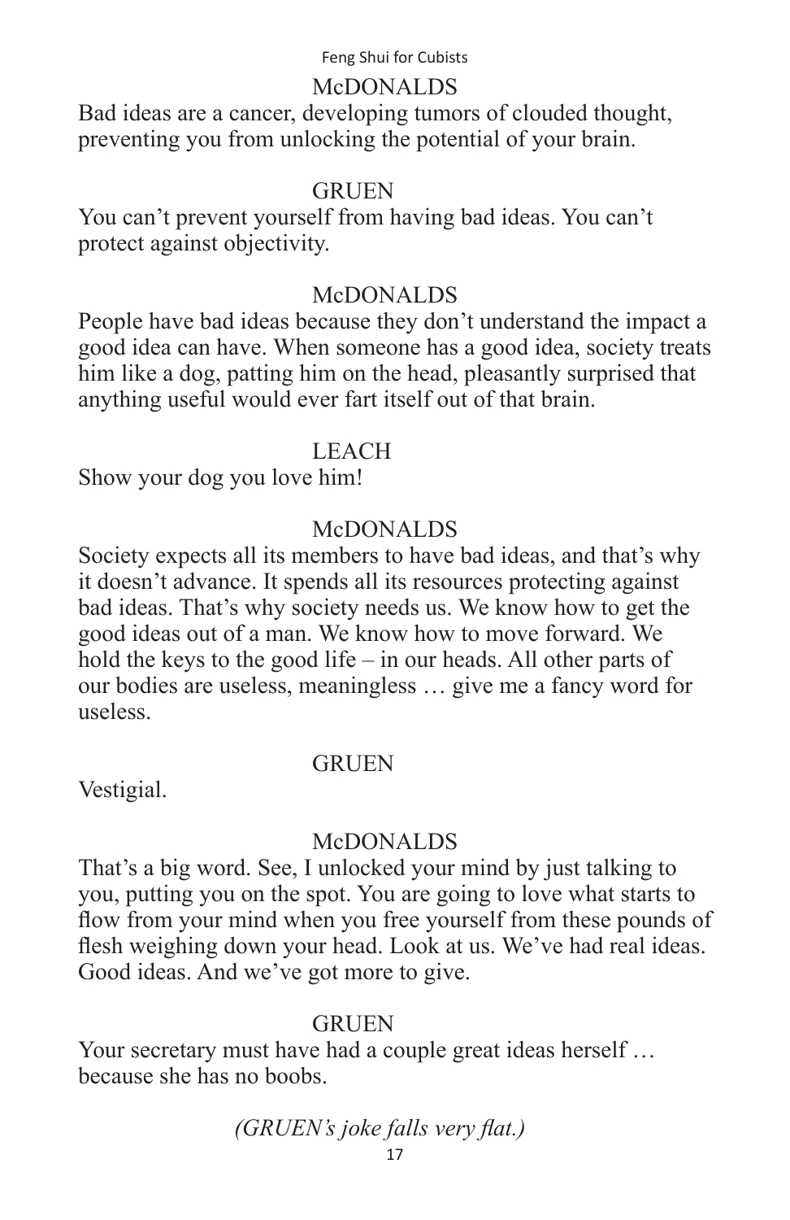McDONALDS

Bad ideas are a cancer, developing tumors of clouded thought, preventing you from unlocking the potential of your brain.

GRUEN

You can't prevent yourself from having bad ideas. You can't protect against objectivity.

McDONALDS

People have bad ideas because they don't understand the impact a good idea can have. When someone has a good idea, society treats him like a dog, patting him on the head, pleasantly surprised that anything useful would ever fart itself out of that brain.

LEACH

Show your dog you love him!

McDONALDS

Society expects all its members to have bad ideas, and that's why it doesn't advance. It spends all its resources protecting against bad ideas. That's why society needs us. We know how to get the good ideas out of a man. We know how to move forward. We hold the keys to the good life – in our heads. All other parts of our bodies are useless, meaningless … give me a fancy word for useless.

GRUEN

Vestigial.

McDONALDS

That's a big word. See, I unlocked your mind by just talking to you, putting you on the spot. You are going to love what starts to flow from your mind when you free yourself from these pounds of flesh weighing down your head. Look at us. We've had real ideas. Good ideas. And we've got more to give.

GRUEN

Your secretary must have had a couple great ideas herself … because she has no boobs.

*(GRUEN's joke falls very flat.)*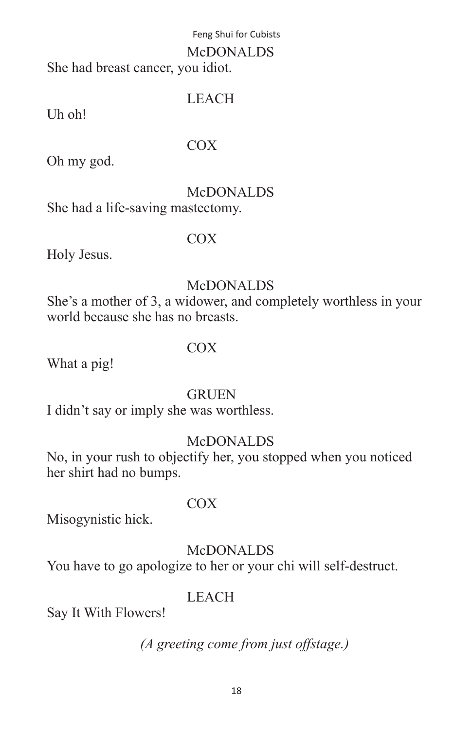McDONALDS

She had breast cancer, you idiot.

LEACH

Uh oh!

COX

Oh my god.

McDONALDS

She had a life-saving mastectomy.

COX

Holy Jesus.

McDONALDS

She's a mother of 3, a widower, and completely worthless in your world because she has no breasts.

COX

What a pig!

GRUEN

I didn't say or imply she was worthless.

McDONALDS

No, in your rush to objectify her, you stopped when you noticed her shirt had no bumps.

COX

Misogynistic hick.

McDONALDS

You have to go apologize to her or your chi will self-destruct.

LEACH

Say It With Flowers!

*(A greeting come from just offstage.)*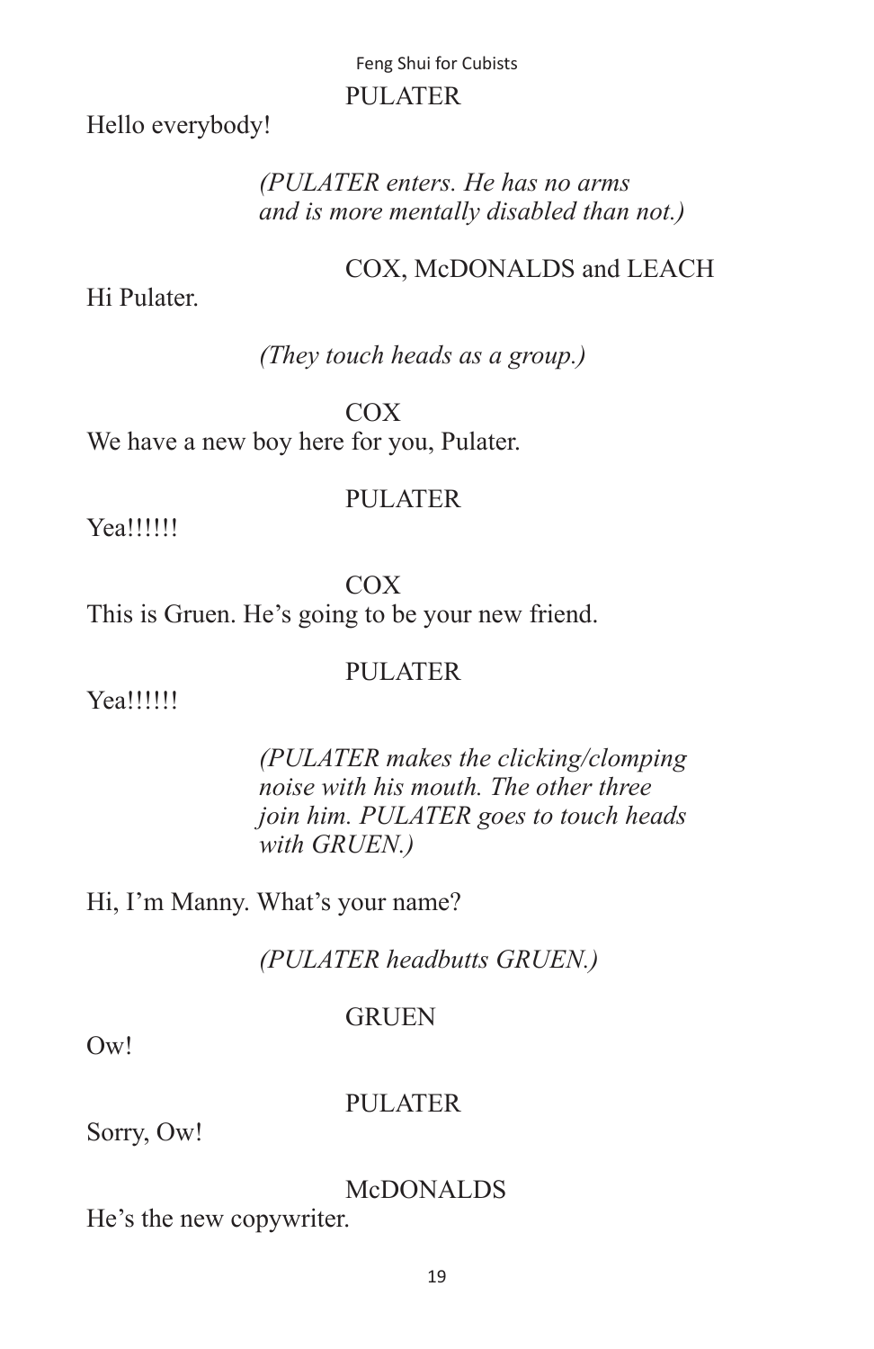PULATER

Hello everybody!

*(PULATER enters. He has no arms and is more mentally disabled than not.)*

COX, McDONALDS and LEACH

Hi Pulater.

*(They touch heads as a group.)*

COX

We have a new boy here for you, Pulater.

PULATER

Yea!!!!!!

COX

This is Gruen. He's going to be your new friend.

PULATER

Yea!!!!!!

*(PULATER makes the clicking/clomping noise with his mouth. The other three join him. PULATER goes to touch heads with GRUEN.)*

Hi, I'm Manny. What's your name?

*(PULATER headbutts GRUEN.)*

GRUEN

Ow!

PULATER

Sorry, Ow!

McDONALDS

He's the new copywriter.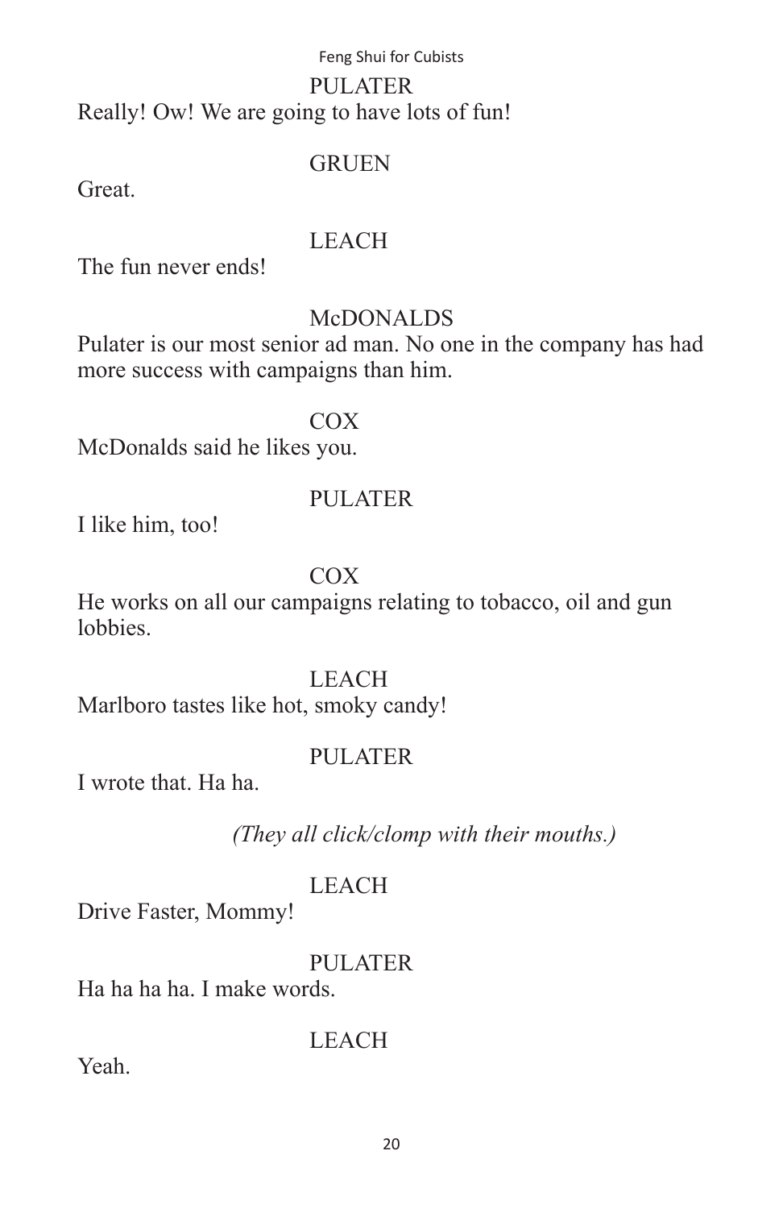PULATER

Really! Ow! We are going to have lots of fun!

GRUEN

Great.

LEACH

The fun never ends!

McDONALDS

Pulater is our most senior ad man. No one in the company has had more success with campaigns than him.

COX

McDonalds said he likes you.

PULATER

I like him, too!

COX

He works on all our campaigns relating to tobacco, oil and gun lobbies.

LEACH

Marlboro tastes like hot, smoky candy!

PULATER

I wrote that. Ha ha.

*(They all click/clomp with their mouths.)*

LEACH

Drive Faster, Mommy!

PULATER

Ha ha ha ha. I make words.

LEACH

Yeah.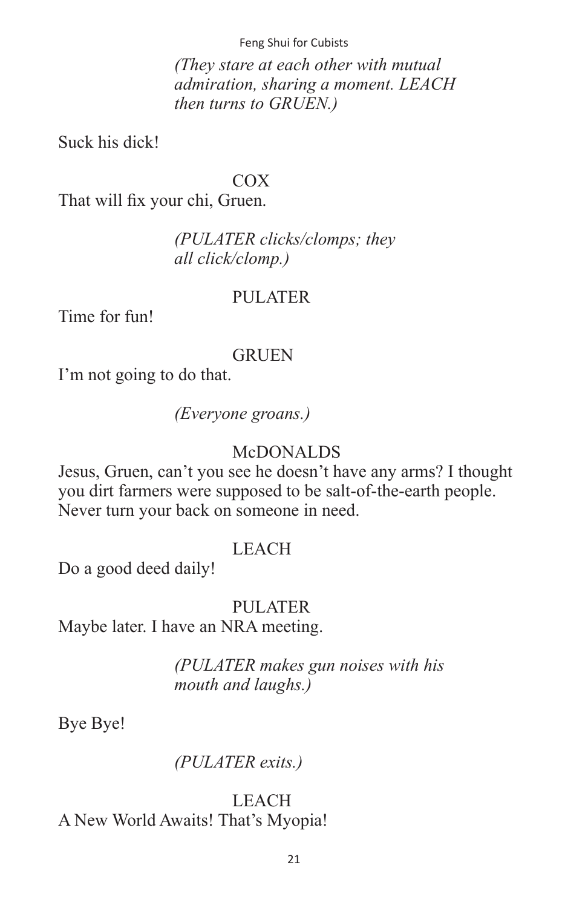*(They stare at each other with mutual admiration, sharing a moment. LEACH then turns to GRUEN.)*

Suck his dick!

COX

That will fix your chi, Gruen.

*(PULATER clicks/clomps; they all click/clomp.)*

PULATER

Time for fun!

GRUEN

I'm not going to do that.

*(Everyone groans.)*

McDONALDS

Jesus, Gruen, can't you see he doesn't have any arms? I thought you dirt farmers were supposed to be salt-of-the-earth people. Never turn your back on someone in need.

LEACH

Do a good deed daily!

PULATER

Maybe later. I have an NRA meeting.

*(PULATER makes gun noises with his mouth and laughs.)*

Bye Bye!

*(PULATER exits.)*

LEACH

A New World Awaits! That's Myopia!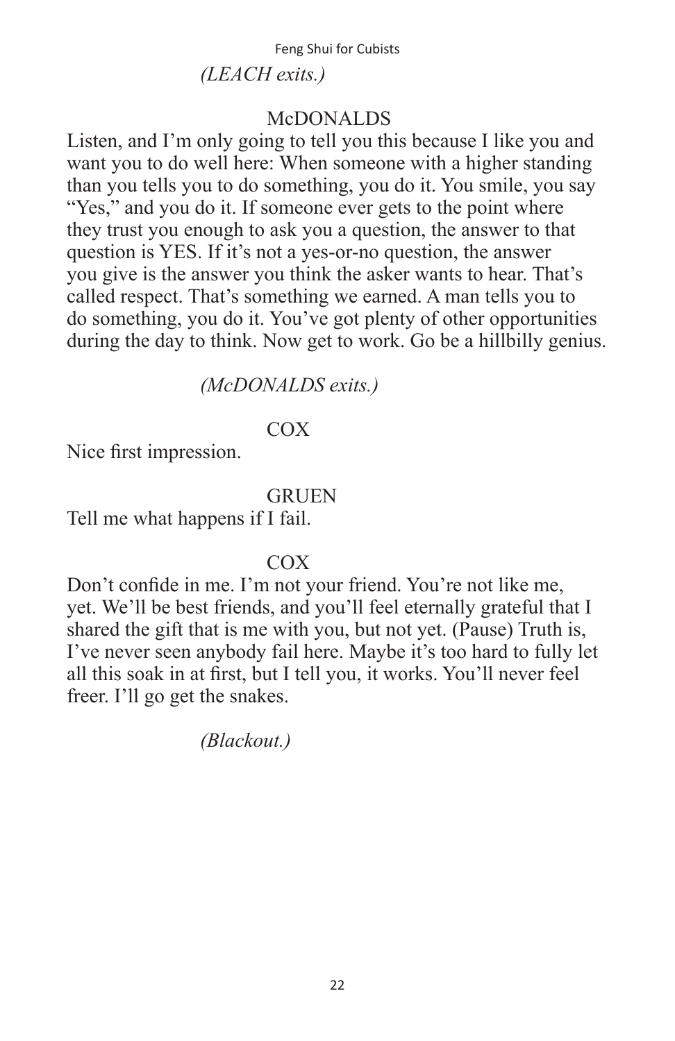*(LEACH exits.)*

McDONALDS

Listen, and I'm only going to tell you this because I like you and want you to do well here: When someone with a higher standing than you tells you to do something, you do it. You smile, you say "Yes," and you do it. If someone ever gets to the point where they trust you enough to ask you a question, the answer to that question is YES. If it's not a yes-or-no question, the answer you give is the answer you think the asker wants to hear. That's called respect. That's something we earned. A man tells you to do something, you do it. You've got plenty of other opportunities during the day to think. Now get to work. Go be a hillbilly genius.

*(McDONALDS exits.)*

COX

Nice first impression.

GRUEN

Tell me what happens if I fail.

COX

Don't confide in me. I'm not your friend. You're not like me, yet. We'll be best friends, and you'll feel eternally grateful that I shared the gift that is me with you, but not yet. (Pause) Truth is, I've never seen anybody fail here. Maybe it's too hard to fully let all this soak in at first, but I tell you, it works. You'll never feel freer. I'll go get the snakes.

*(Blackout.)*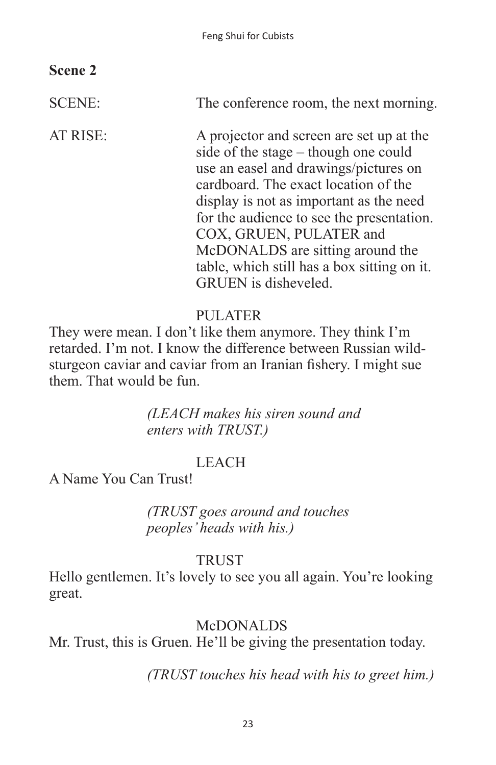## Scene 2

SCENE: The conference room, the next morning.

AT RISE: A projector and screen are set up at the side of the stage – though one could use an easel and drawings/pictures on cardboard. The exact location of the display is not as important as the need for the audience to see the presentation. COX, GRUEN, PULATER and McDONALDS are sitting around the table, which still has a box sitting on it. GRUEN is disheveled.

PULATER

They were mean. I don't like them anymore. They think I'm retarded. I'm not. I know the difference between Russian wild-sturgeon caviar and caviar from an Iranian fishery. I might sue them. That would be fun.

*(LEACH makes his siren sound and enters with TRUST.)*

LEACH

A Name You Can Trust!

*(TRUST goes around and touches peoples' heads with his.)*

TRUST

Hello gentlemen. It's lovely to see you all again. You're looking great.

McDONALDS

Mr. Trust, this is Gruen. He'll be giving the presentation today.

*(TRUST touches his head with his to greet him.)*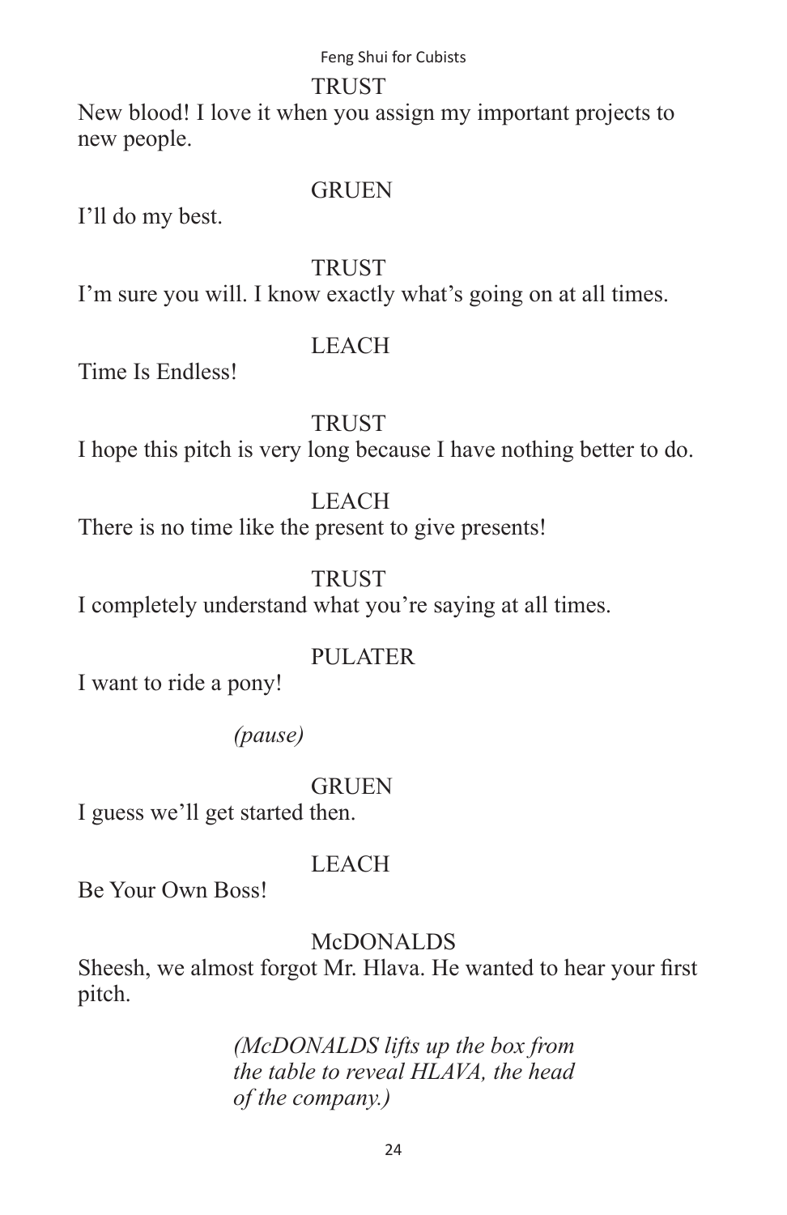TRUST

New blood! I love it when you assign my important projects to new people.

GRUEN

I'll do my best.

TRUST

I'm sure you will. I know exactly what's going on at all times.

LEACH

Time Is Endless!

TRUST

I hope this pitch is very long because I have nothing better to do.

LEACH

There is no time like the present to give presents!

TRUST

I completely understand what you're saying at all times.

PULATER

I want to ride a pony!

*(pause)*

GRUEN

I guess we'll get started then.

LEACH

Be Your Own Boss!

McDONALDS

Sheesh, we almost forgot Mr. Hlava. He wanted to hear your first pitch.

*(McDONALDS lifts up the box from the table to reveal HLAVA, the head of the company.)*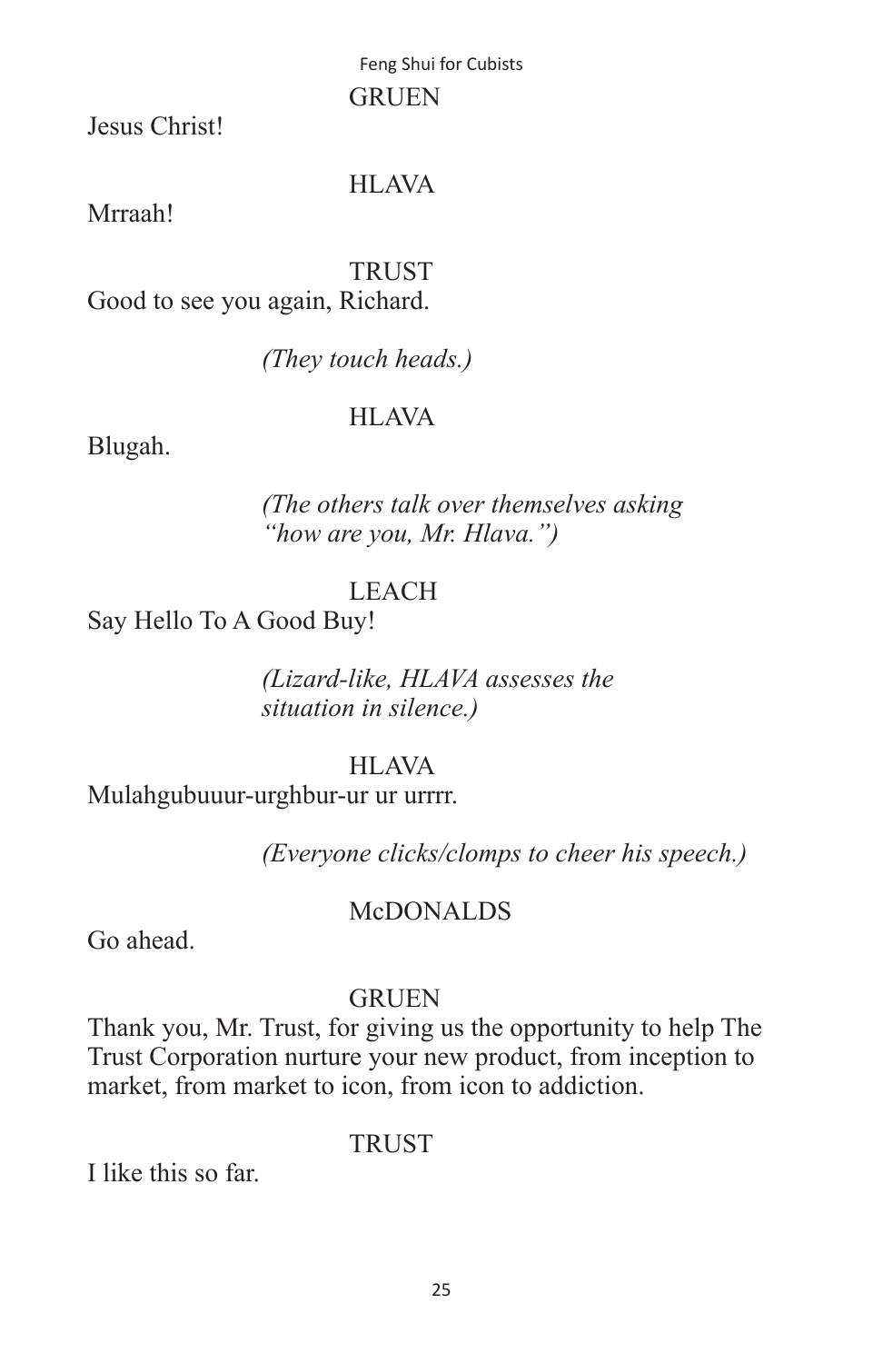GRUEN

Jesus Christ!

HLAVA

Mrraah!

TRUST

Good to see you again, Richard.

*(They touch heads.)*

HLAVA

Blugah.

*(The others talk over themselves asking "how are you, Mr. Hlava.")*

LEACH

Say Hello To A Good Buy!

*(Lizard-like, HLAVA assesses the situation in silence.)*

HLAVA

Mulahgubuuur-urghbur-ur ur urrrr.

*(Everyone clicks/clomps to cheer his speech.)*

McDONALDS

Go ahead.

GRUEN

Thank you, Mr. Trust, for giving us the opportunity to help The Trust Corporation nurture your new product, from inception to market, from market to icon, from icon to addiction.

TRUST

I like this so far.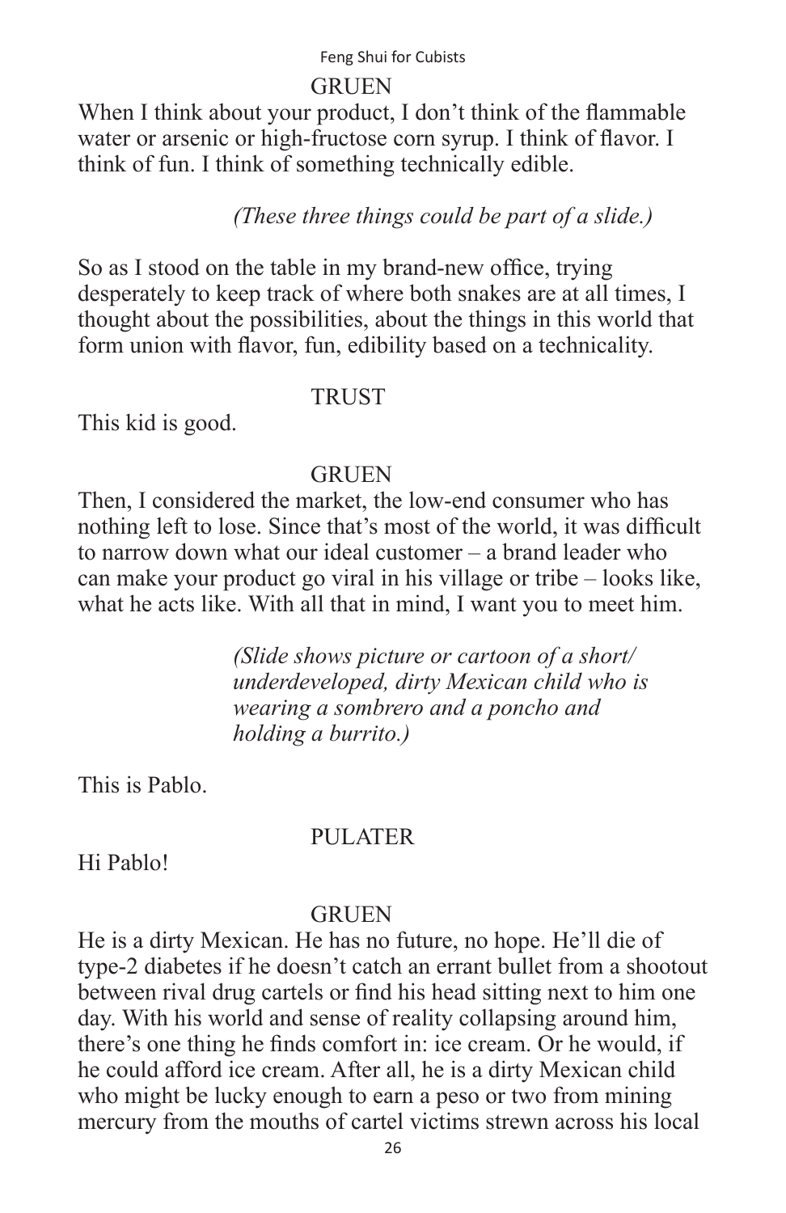GRUEN

When I think about your product, I don't think of the flammable water or arsenic or high-fructose corn syrup. I think of flavor. I think of fun. I think of something technically edible.

*(These three things could be part of a slide.)*

So as I stood on the table in my brand-new office, trying desperately to keep track of where both snakes are at all times, I thought about the possibilities, about the things in this world that form union with flavor, fun, edibility based on a technicality.

TRUST

This kid is good.

GRUEN

Then, I considered the market, the low-end consumer who has nothing left to lose. Since that's most of the world, it was difficult to narrow down what our ideal customer – a brand leader who can make your product go viral in his village or tribe – looks like, what he acts like. With all that in mind, I want you to meet him.

*(Slide shows picture or cartoon of a short/ underdeveloped, dirty Mexican child who is wearing a sombrero and a poncho and holding a burrito.)*

This is Pablo.

PULATER

Hi Pablo!

GRUEN

He is a dirty Mexican. He has no future, no hope. He'll die of type-2 diabetes if he doesn't catch an errant bullet from a shootout between rival drug cartels or find his head sitting next to him one day. With his world and sense of reality collapsing around him, there's one thing he finds comfort in: ice cream. Or he would, if he could afford ice cream. After all, he is a dirty Mexican child who might be lucky enough to earn a peso or two from mining mercury from the mouths of cartel victims strewn across his local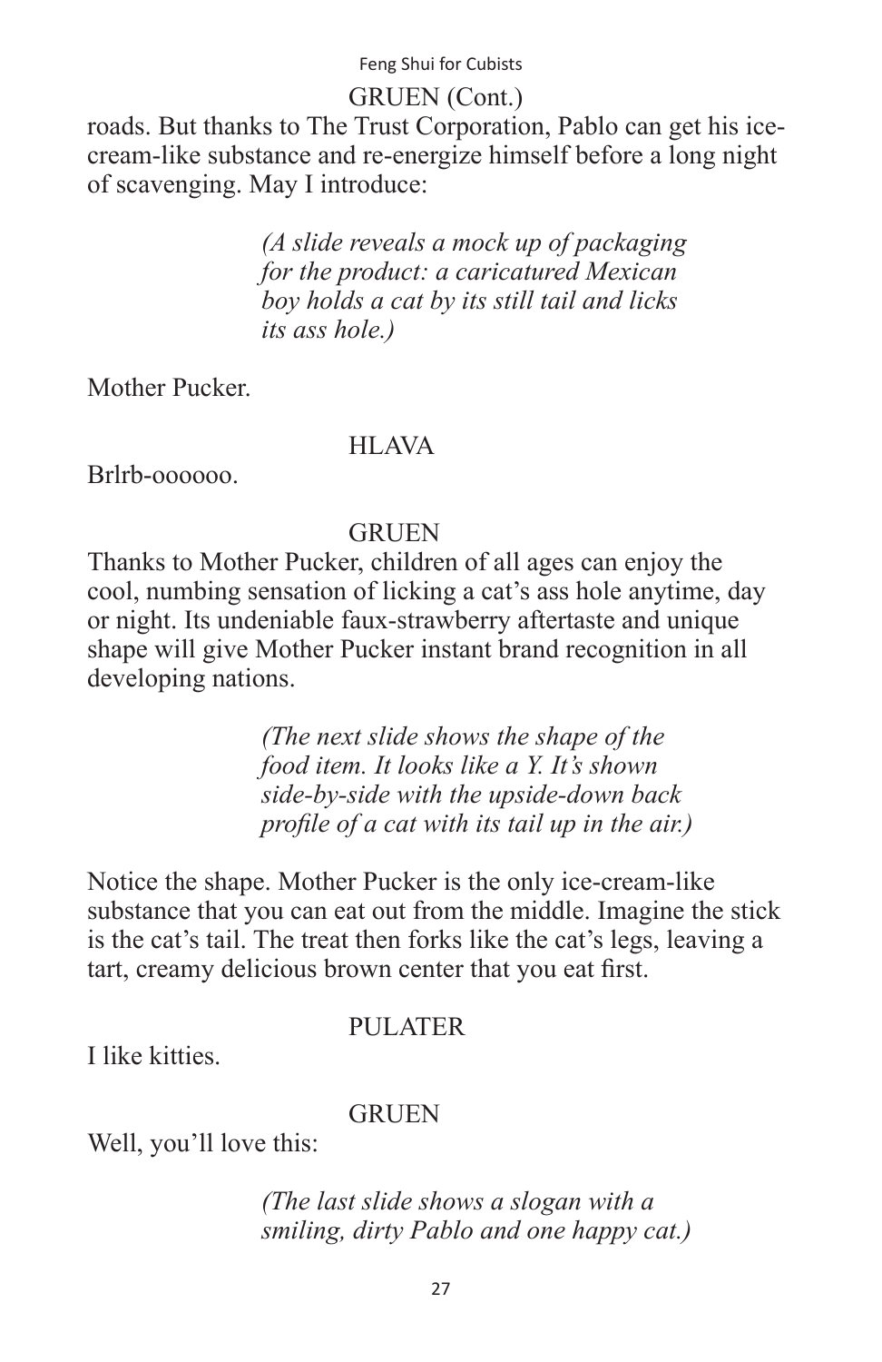GRUEN (Cont.)

roads. But thanks to The Trust Corporation, Pablo can get his ice-cream-like substance and re-energize himself before a long night of scavenging. May I introduce:

> *(A slide reveals a mock up of packaging for the product: a caricatured Mexican boy holds a cat by its still tail and licks its ass hole.)*

Mother Pucker.

HLAVA

Brlrb-oooooo.

GRUEN

Thanks to Mother Pucker, children of all ages can enjoy the cool, numbing sensation of licking a cat's ass hole anytime, day or night. Its undeniable faux-strawberry aftertaste and unique shape will give Mother Pucker instant brand recognition in all developing nations.

> *(The next slide shows the shape of the food item. It looks like a Y. It's shown side-by-side with the upside-down back profile of a cat with its tail up in the air.)*

Notice the shape. Mother Pucker is the only ice-cream-like substance that you can eat out from the middle. Imagine the stick is the cat's tail. The treat then forks like the cat's legs, leaving a tart, creamy delicious brown center that you eat first.

PULATER

I like kitties.

GRUEN

Well, you'll love this:

> *(The last slide shows a slogan with a smiling, dirty Pablo and one happy cat.)*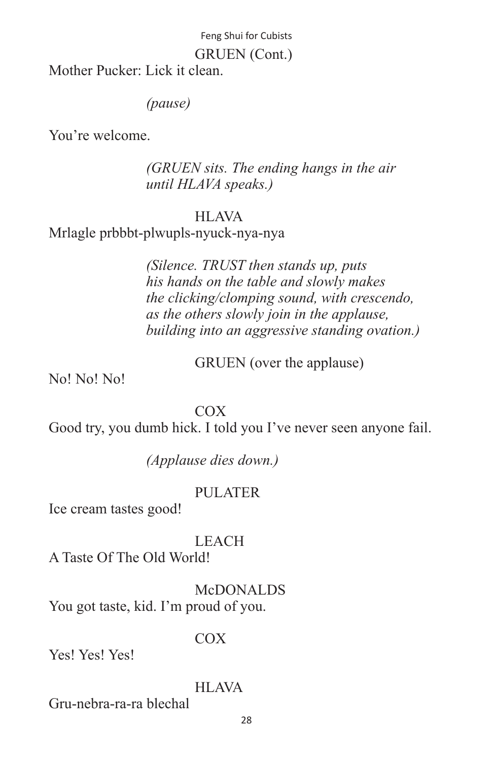GRUEN (Cont.)

Mother Pucker: Lick it clean.

*(pause)*

You're welcome.

*(GRUEN sits. The ending hangs in the air until HLAVA speaks.)*

HLAVA

Mrlagle prbbbt-plwupls-nyuck-nya-nya

*(Silence. TRUST then stands up, puts his hands on the table and slowly makes the clicking/clomping sound, with crescendo, as the others slowly join in the applause, building into an aggressive standing ovation.)*

GRUEN (over the applause)

No! No! No!

COX

Good try, you dumb hick. I told you I've never seen anyone fail.

*(Applause dies down.)*

PULATER

Ice cream tastes good!

LEACH

A Taste Of The Old World!

McDONALDS

You got taste, kid. I'm proud of you.

COX

Yes! Yes! Yes!

HLAVA

Gru-nebra-ra-ra blechal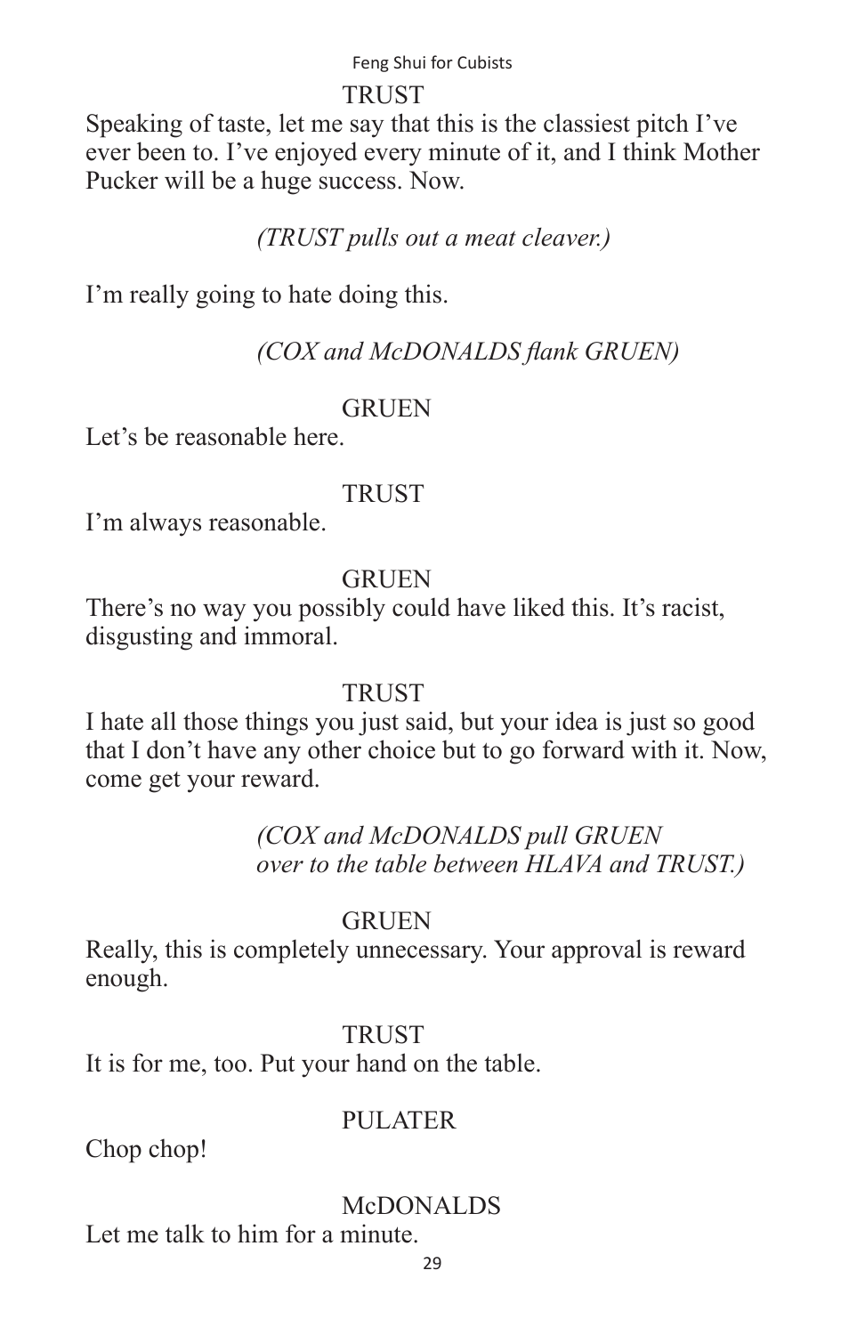TRUST

Speaking of taste, let me say that this is the classiest pitch I've ever been to. I've enjoyed every minute of it, and I think Mother Pucker will be a huge success. Now.

*(TRUST pulls out a meat cleaver.)*

I'm really going to hate doing this.

*(COX and McDONALDS flank GRUEN)*

GRUEN

Let's be reasonable here.

TRUST

I'm always reasonable.

GRUEN

There's no way you possibly could have liked this. It's racist, disgusting and immoral.

TRUST

I hate all those things you just said, but your idea is just so good that I don't have any other choice but to go forward with it. Now, come get your reward.

*(COX and McDONALDS pull GRUEN over to the table between HLAVA and TRUST.)*

GRUEN

Really, this is completely unnecessary. Your approval is reward enough.

TRUST

It is for me, too. Put your hand on the table.

PULATER

Chop chop!

McDONALDS

Let me talk to him for a minute.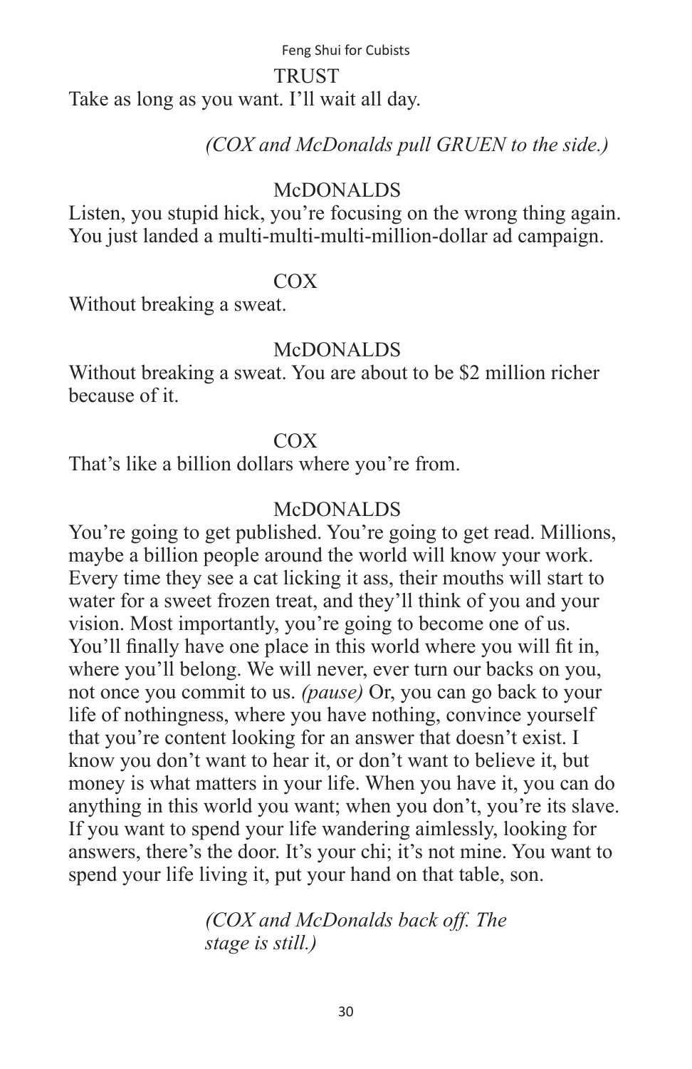TRUST

Take as long as you want. I'll wait all day.

*(COX and McDonalds pull GRUEN to the side.)*

McDONALDS

Listen, you stupid hick, you're focusing on the wrong thing again. You just landed a multi-multi-multi-million-dollar ad campaign.

COX

Without breaking a sweat.

McDONALDS

Without breaking a sweat. You are about to be $2 million richer because of it.

COX

That's like a billion dollars where you're from.

McDONALDS

You're going to get published. You're going to get read. Millions, maybe a billion people around the world will know your work. Every time they see a cat licking it ass, their mouths will start to water for a sweet frozen treat, and they'll think of you and your vision. Most importantly, you're going to become one of us. You'll finally have one place in this world where you will fit in, where you'll belong. We will never, ever turn our backs on you, not once you commit to us. *(pause)* Or, you can go back to your life of nothingness, where you have nothing, convince yourself that you're content looking for an answer that doesn't exist. I know you don't want to hear it, or don't want to believe it, but money is what matters in your life. When you have it, you can do anything in this world you want; when you don't, you're its slave. If you want to spend your life wandering aimlessly, looking for answers, there's the door. It's your chi; it's not mine. You want to spend your life living it, put your hand on that table, son.

*(COX and McDonalds back off. The stage is still.)*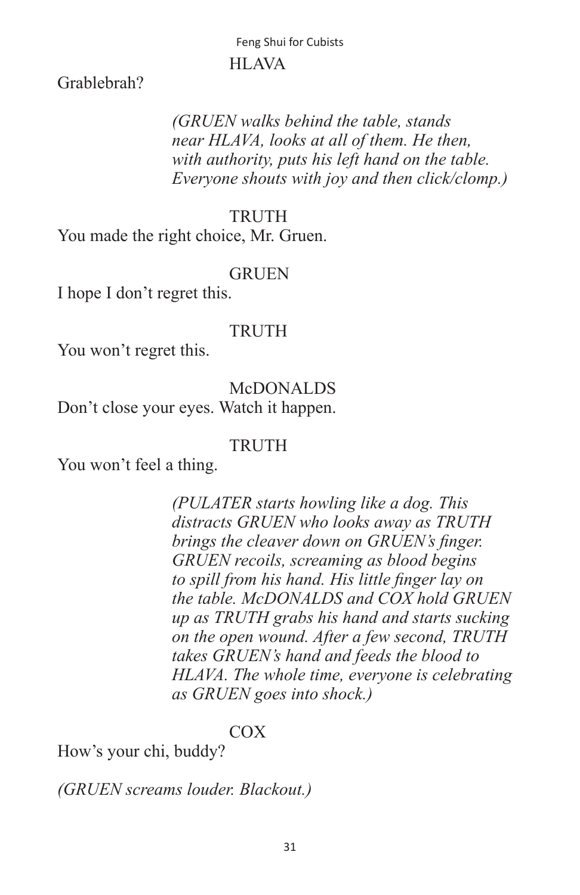HLAVA

Grablebrah?

*(GRUEN walks behind the table, stands near HLAVA, looks at all of them. He then, with authority, puts his left hand on the table. Everyone shouts with joy and then click/clomp.)*

TRUTH

You made the right choice, Mr. Gruen.

GRUEN

I hope I don't regret this.

TRUTH

You won't regret this.

McDONALDS

Don't close your eyes. Watch it happen.

TRUTH

You won't feel a thing.

*(PULATER starts howling like a dog. This distracts GRUEN who looks away as TRUTH brings the cleaver down on GRUEN's finger. GRUEN recoils, screaming as blood begins to spill from his hand. His little finger lay on the table. McDONALDS and COX hold GRUEN up as TRUTH grabs his hand and starts sucking on the open wound. After a few second, TRUTH takes GRUEN's hand and feeds the blood to HLAVA. The whole time, everyone is celebrating as GRUEN goes into shock.)*

COX

How's your chi, buddy?

*(GRUEN screams louder. Blackout.)*